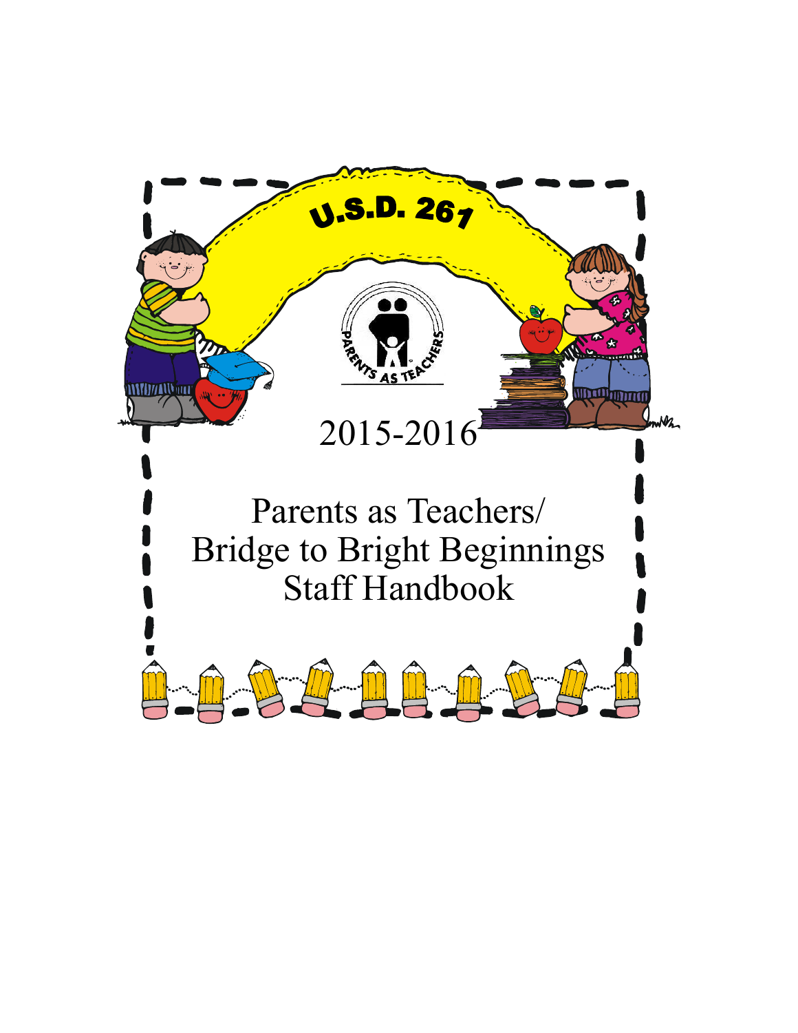U.S.D. 261

PARENTS AS TEACHERS

2015-2016

# Parents as Teachers/ Bridge to Bright Beginnings Staff Handbook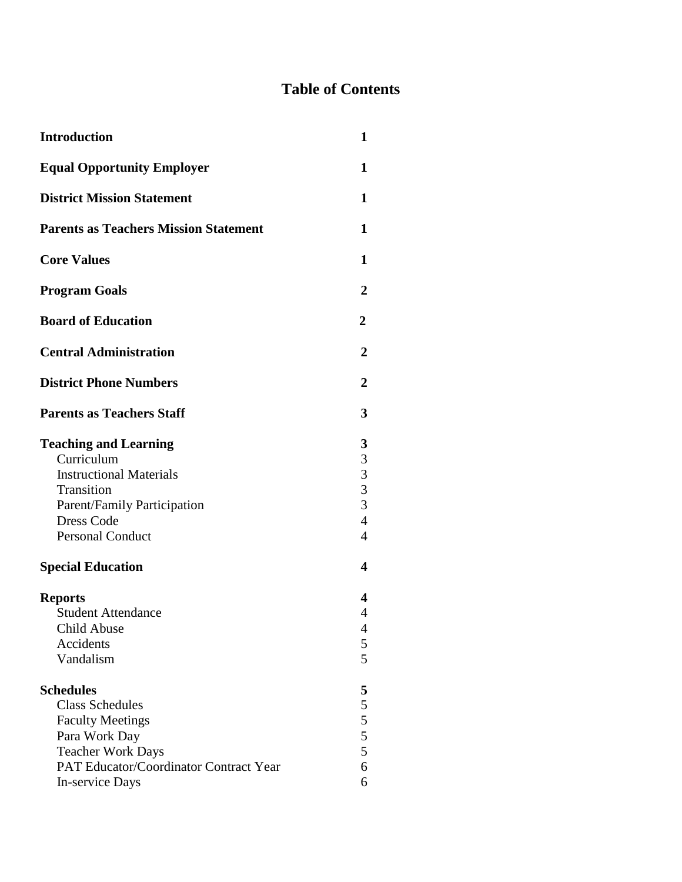# Table of Contents

| | |
|---|---|
| **Introduction** | **1** |
| **Equal Opportunity Employer** | **1** |
| **District Mission Statement** | **1** |
| **Parents as Teachers Mission Statement** | **1** |
| **Core Values** | **1** |
| **Program Goals** | **2** |
| **Board of Education** | **2** |
| **Central Administration** | **2** |
| **District Phone Numbers** | **2** |
| **Parents as Teachers Staff** | **3** |
| **Teaching and Learning** | **3** |
| Curriculum | 3 |
| Instructional Materials | 3 |
| Transition | 3 |
| Parent/Family Participation | 3 |
| Dress Code | 4 |
| Personal Conduct | 4 |
| **Special Education** | **4** |
| **Reports** | **4** |
| Student Attendance | 4 |
| Child Abuse | 4 |
| Accidents | 5 |
| Vandalism | 5 |
| **Schedules** | **5** |
| Class Schedules | 5 |
| Faculty Meetings | 5 |
| Para Work Day | 5 |
| Teacher Work Days | 5 |
| PAT Educator/Coordinator Contract Year | 6 |
| In-service Days | 6 |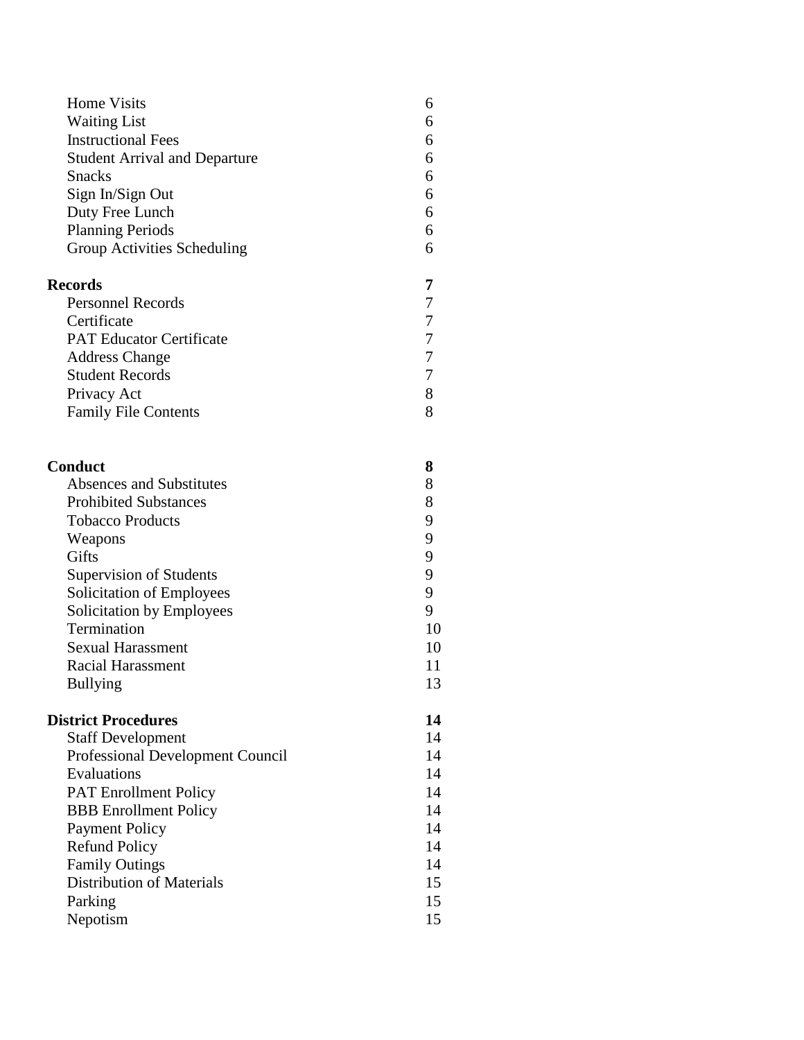| | |
|---|---|
| Home Visits | 6 |
| Waiting List | 6 |
| Instructional Fees | 6 |
| Student Arrival and Departure | 6 |
| Snacks | 6 |
| Sign In/Sign Out | 6 |
| Duty Free Lunch | 6 |
| Planning Periods | 6 |
| Group Activities Scheduling | 6 |
| **Records** | **7** |
| Personnel Records | 7 |
| Certificate | 7 |
| PAT Educator Certificate | 7 |
| Address Change | 7 |
| Student Records | 7 |
| Privacy Act | 8 |
| Family File Contents | 8 |
| **Conduct** | **8** |
| Absences and Substitutes | 8 |
| Prohibited Substances | 8 |
| Tobacco Products | 9 |
| Weapons | 9 |
| Gifts | 9 |
| Supervision of Students | 9 |
| Solicitation of Employees | 9 |
| Solicitation by Employees | 9 |
| Termination | 10 |
| Sexual Harassment | 10 |
| Racial Harassment | 11 |
| Bullying | 13 |
| **District Procedures** | **14** |
| Staff Development | 14 |
| Professional Development Council | 14 |
| Evaluations | 14 |
| PAT Enrollment Policy | 14 |
| BBB Enrollment Policy | 14 |
| Payment Policy | 14 |
| Refund Policy | 14 |
| Family Outings | 14 |
| Distribution of Materials | 15 |
| Parking | 15 |
| Nepotism | 15 |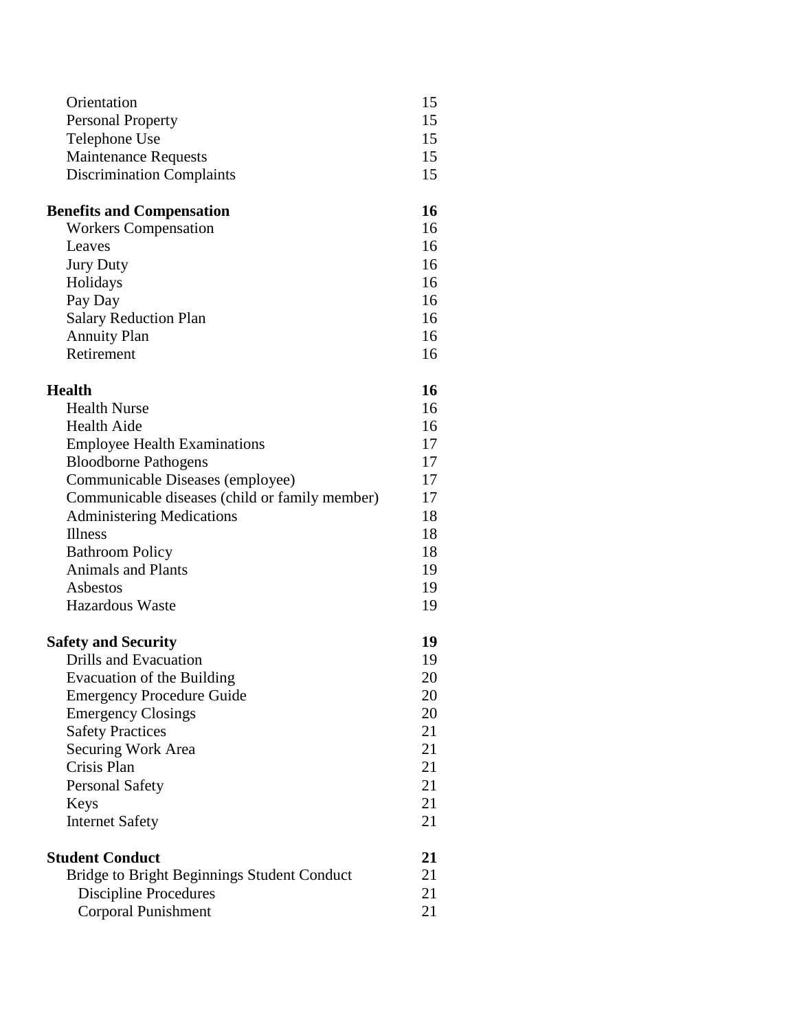| | |
|---|---|
| Orientation | 15 |
| Personal Property | 15 |
| Telephone Use | 15 |
| Maintenance Requests | 15 |
| Discrimination Complaints | 15 |
| **Benefits and Compensation** | **16** |
| Workers Compensation | 16 |
| Leaves | 16 |
| Jury Duty | 16 |
| Holidays | 16 |
| Pay Day | 16 |
| Salary Reduction Plan | 16 |
| Annuity Plan | 16 |
| Retirement | 16 |
| **Health** | **16** |
| Health Nurse | 16 |
| Health Aide | 16 |
| Employee Health Examinations | 17 |
| Bloodborne Pathogens | 17 |
| Communicable Diseases (employee) | 17 |
| Communicable diseases (child or family member) | 17 |
| Administering Medications | 18 |
| Illness | 18 |
| Bathroom Policy | 18 |
| Animals and Plants | 19 |
| Asbestos | 19 |
| Hazardous Waste | 19 |
| **Safety and Security** | **19** |
| Drills and Evacuation | 19 |
| Evacuation of the Building | 20 |
| Emergency Procedure Guide | 20 |
| Emergency Closings | 20 |
| Safety Practices | 21 |
| Securing Work Area | 21 |
| Crisis Plan | 21 |
| Personal Safety | 21 |
| Keys | 21 |
| Internet Safety | 21 |
| **Student Conduct** | **21** |
| Bridge to Bright Beginnings Student Conduct | 21 |
| Discipline Procedures | 21 |
| Corporal Punishment | 21 |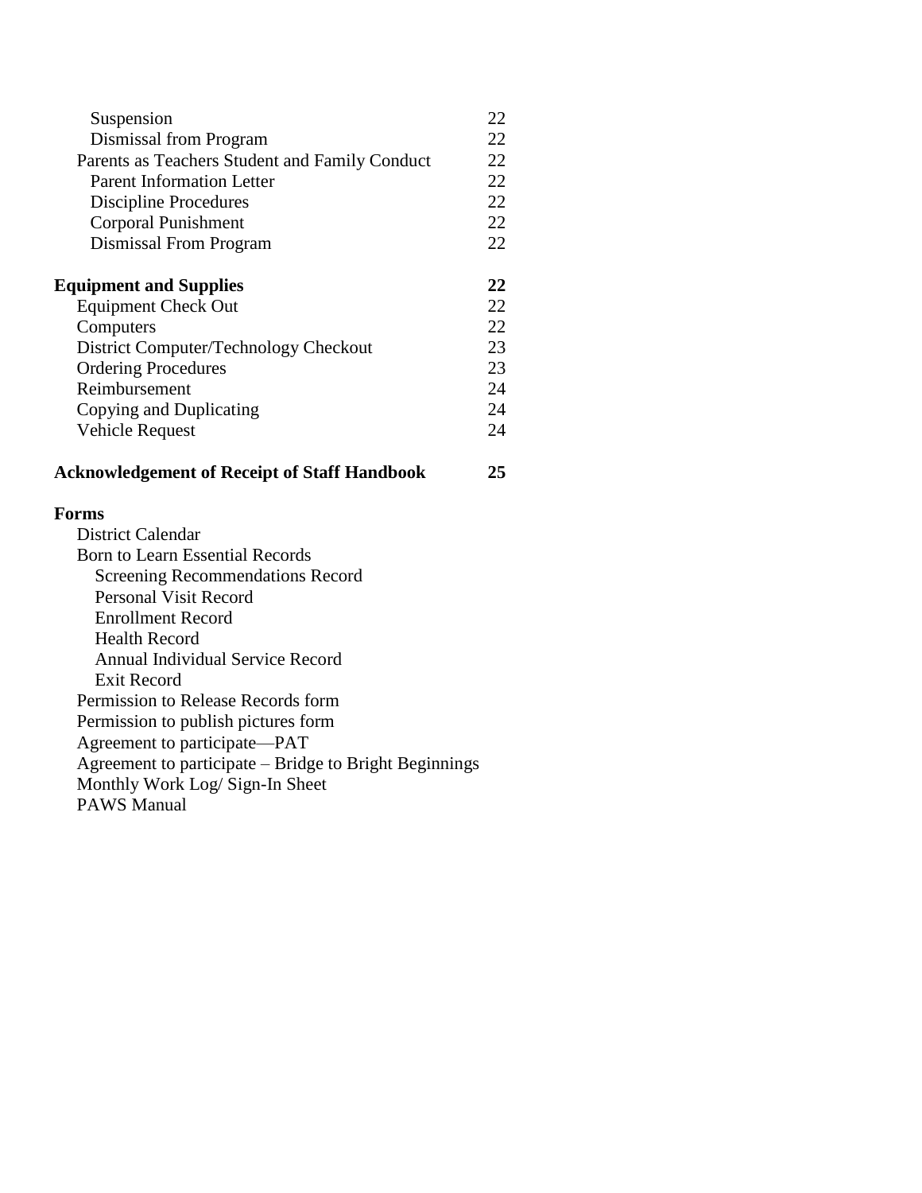| | |
|---|---|
| Suspension | 22 |
| Dismissal from Program | 22 |
| Parents as Teachers Student and Family Conduct | 22 |
| Parent Information Letter | 22 |
| Discipline Procedures | 22 |
| Corporal Punishment | 22 |
| Dismissal From Program | 22 |
| **Equipment and Supplies** | **22** |
| Equipment Check Out | 22 |
| Computers | 22 |
| District Computer/Technology Checkout | 23 |
| Ordering Procedures | 23 |
| Reimbursement | 24 |
| Copying and Duplicating | 24 |
| Vehicle Request | 24 |
| **Acknowledgement of Receipt of Staff Handbook** | **25** |

**Forms**

- District Calendar
- Born to Learn Essential Records
  - Screening Recommendations Record
  - Personal Visit Record
  - Enrollment Record
  - Health Record
  - Annual Individual Service Record
  - Exit Record
- Permission to Release Records form
- Permission to publish pictures form
- Agreement to participate—PAT
- Agreement to participate – Bridge to Bright Beginnings
- Monthly Work Log/ Sign-In Sheet
- PAWS Manual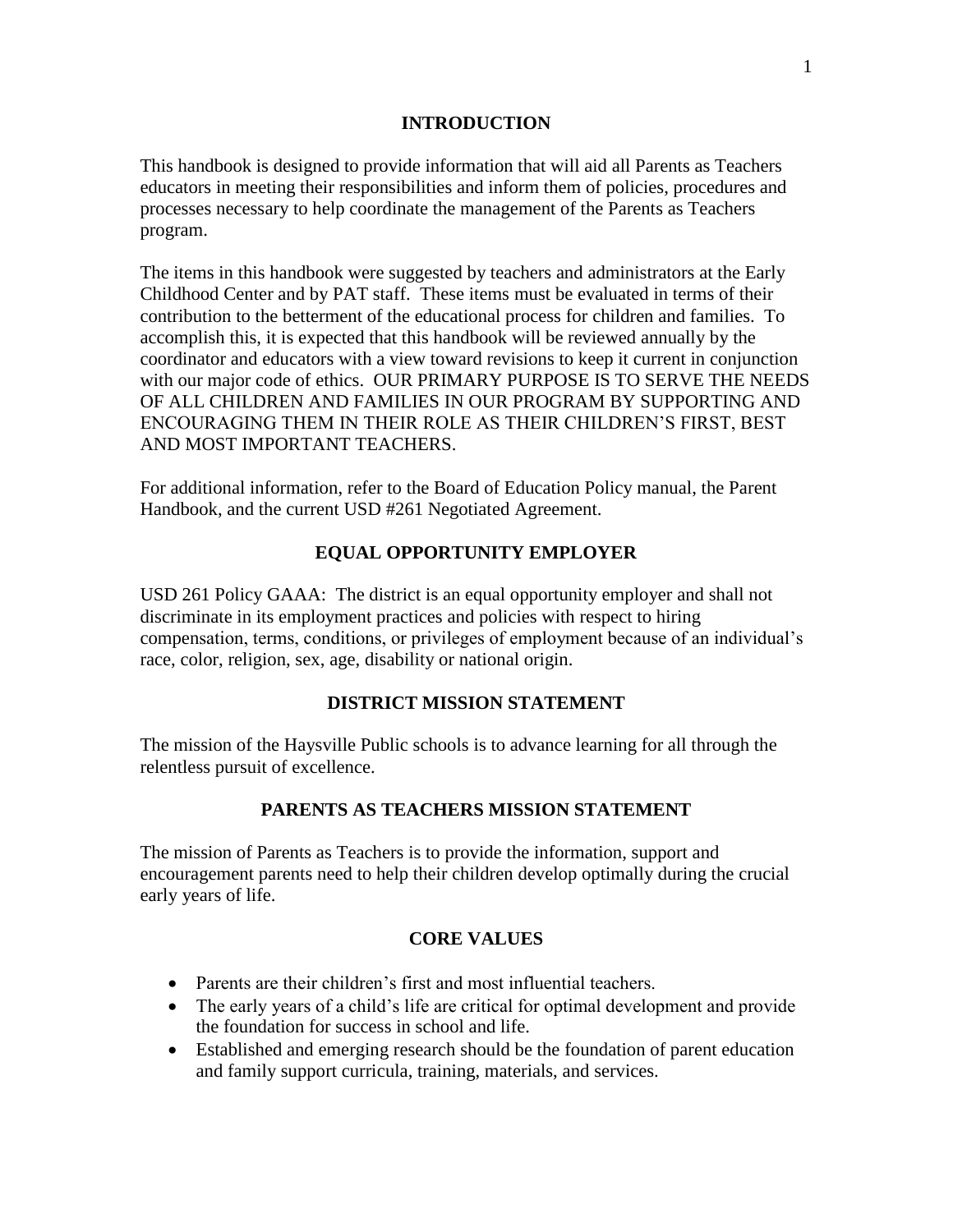## INTRODUCTION

This handbook is designed to provide information that will aid all Parents as Teachers educators in meeting their responsibilities and inform them of policies, procedures and processes necessary to help coordinate the management of the Parents as Teachers program.

The items in this handbook were suggested by teachers and administrators at the Early Childhood Center and by PAT staff. These items must be evaluated in terms of their contribution to the betterment of the educational process for children and families. To accomplish this, it is expected that this handbook will be reviewed annually by the coordinator and educators with a view toward revisions to keep it current in conjunction with our major code of ethics. OUR PRIMARY PURPOSE IS TO SERVE THE NEEDS OF ALL CHILDREN AND FAMILIES IN OUR PROGRAM BY SUPPORTING AND ENCOURAGING THEM IN THEIR ROLE AS THEIR CHILDREN'S FIRST, BEST AND MOST IMPORTANT TEACHERS.

For additional information, refer to the Board of Education Policy manual, the Parent Handbook, and the current USD #261 Negotiated Agreement.

## EQUAL OPPORTUNITY EMPLOYER

USD 261 Policy GAAA: The district is an equal opportunity employer and shall not discriminate in its employment practices and policies with respect to hiring compensation, terms, conditions, or privileges of employment because of an individual's race, color, religion, sex, age, disability or national origin.

## DISTRICT MISSION STATEMENT

The mission of the Haysville Public schools is to advance learning for all through the relentless pursuit of excellence.

## PARENTS AS TEACHERS MISSION STATEMENT

The mission of Parents as Teachers is to provide the information, support and encouragement parents need to help their children develop optimally during the crucial early years of life.

## CORE VALUES

- Parents are their children's first and most influential teachers.
- The early years of a child's life are critical for optimal development and provide the foundation for success in school and life.
- Established and emerging research should be the foundation of parent education and family support curricula, training, materials, and services.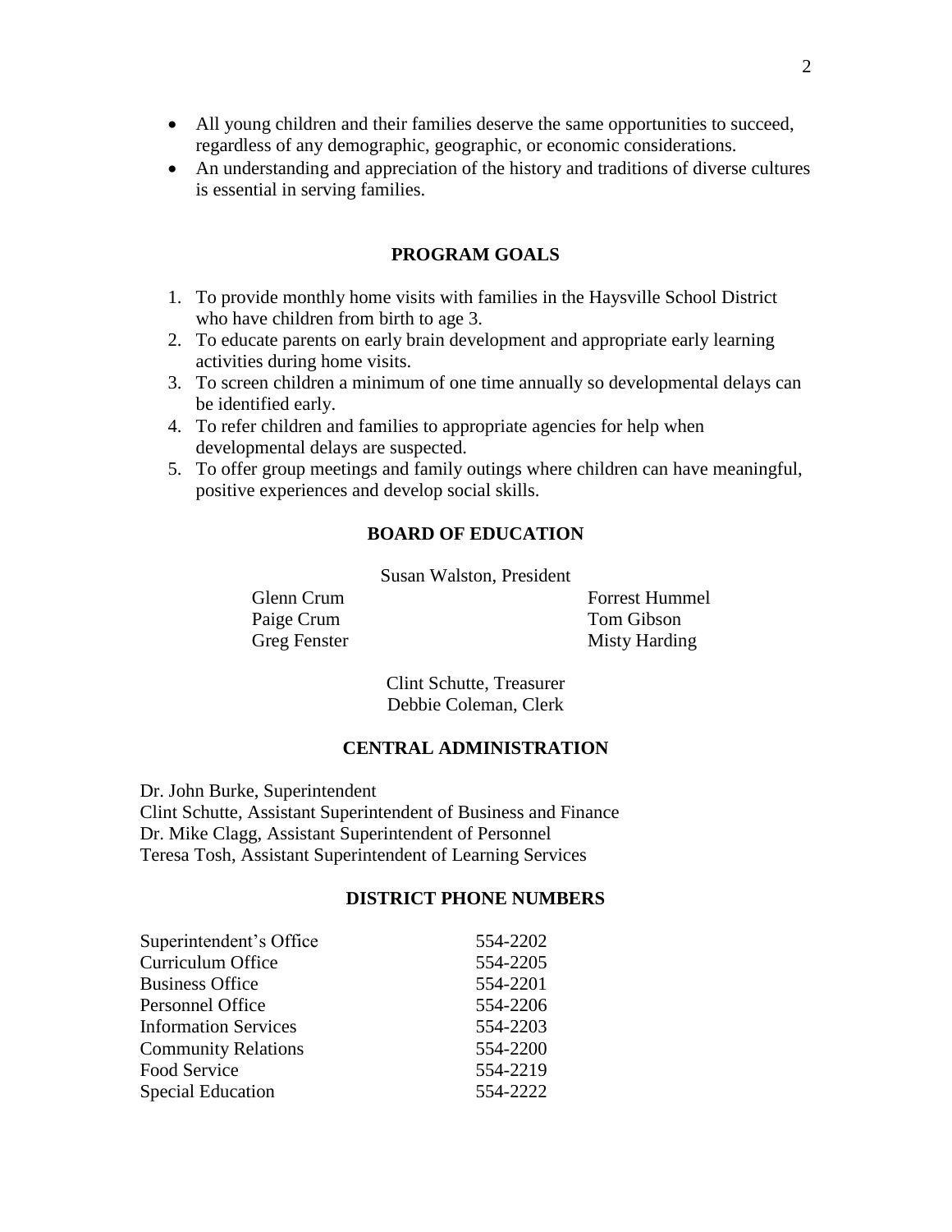- All young children and their families deserve the same opportunities to succeed, regardless of any demographic, geographic, or economic considerations.
- An understanding and appreciation of the history and traditions of diverse cultures is essential in serving families.

## PROGRAM GOALS

1. To provide monthly home visits with families in the Haysville School District who have children from birth to age 3.
2. To educate parents on early brain development and appropriate early learning activities during home visits.
3. To screen children a minimum of one time annually so developmental delays can be identified early.
4. To refer children and families to appropriate agencies for help when developmental delays are suspected.
5. To offer group meetings and family outings where children can have meaningful, positive experiences and develop social skills.

## BOARD OF EDUCATION

Susan Walston, President

Glenn Crum
Paige Crum
Greg Fenster
Forrest Hummel
Tom Gibson
Misty Harding

Clint Schutte, Treasurer
Debbie Coleman, Clerk

## CENTRAL ADMINISTRATION

Dr. John Burke, Superintendent
Clint Schutte, Assistant Superintendent of Business and Finance
Dr. Mike Clagg, Assistant Superintendent of Personnel
Teresa Tosh, Assistant Superintendent of Learning Services

## DISTRICT PHONE NUMBERS

| | |
|---|---|
| Superintendent's Office | 554-2202 |
| Curriculum Office | 554-2205 |
| Business Office | 554-2201 |
| Personnel Office | 554-2206 |
| Information Services | 554-2203 |
| Community Relations | 554-2200 |
| Food Service | 554-2219 |
| Special Education | 554-2222 |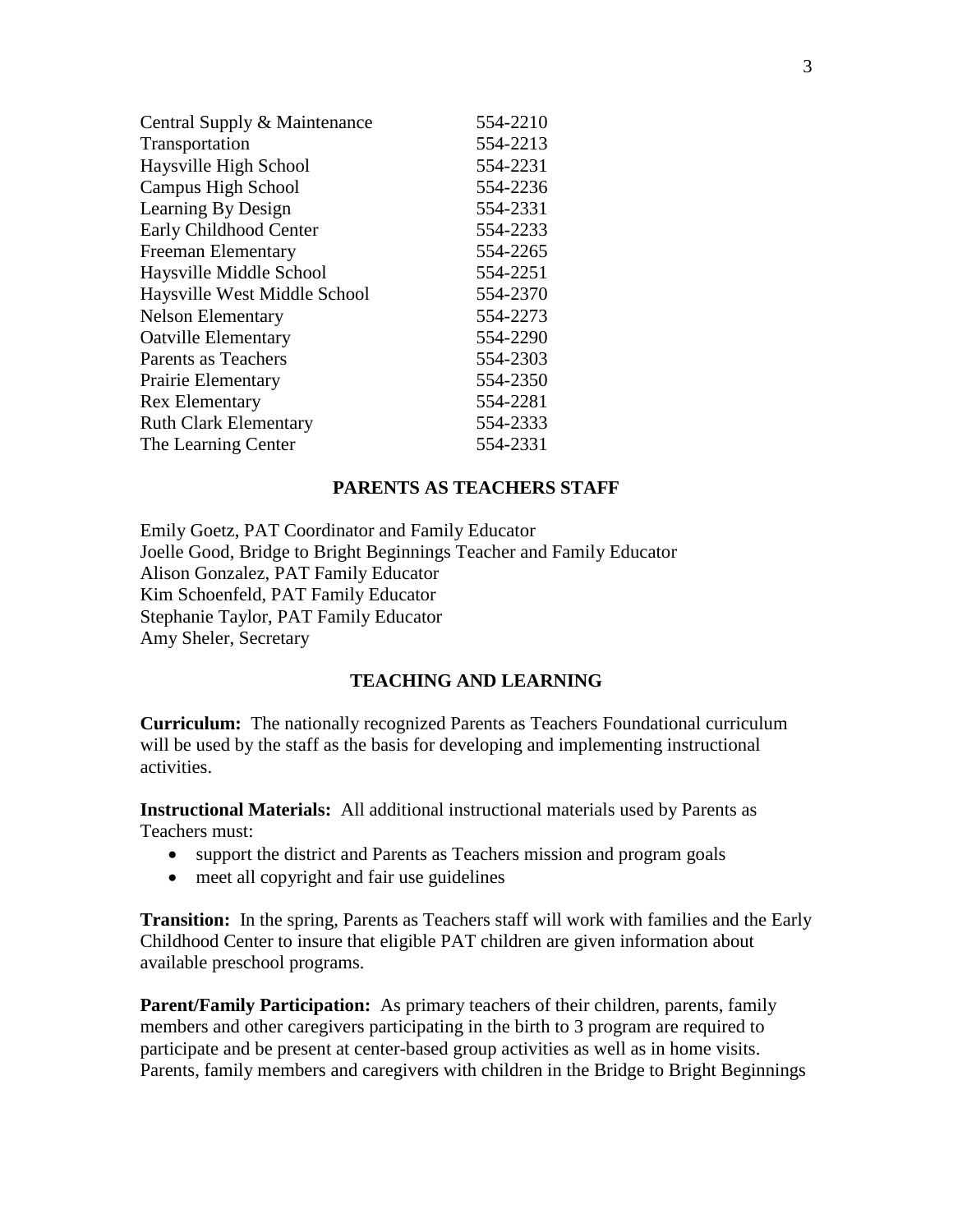| | |
|---|---|
| Central Supply & Maintenance | 554-2210 |
| Transportation | 554-2213 |
| Haysville High School | 554-2231 |
| Campus High School | 554-2236 |
| Learning By Design | 554-2331 |
| Early Childhood Center | 554-2233 |
| Freeman Elementary | 554-2265 |
| Haysville Middle School | 554-2251 |
| Haysville West Middle School | 554-2370 |
| Nelson Elementary | 554-2273 |
| Oatville Elementary | 554-2290 |
| Parents as Teachers | 554-2303 |
| Prairie Elementary | 554-2350 |
| Rex Elementary | 554-2281 |
| Ruth Clark Elementary | 554-2333 |
| The Learning Center | 554-2331 |

## PARENTS AS TEACHERS STAFF

Emily Goetz, PAT Coordinator and Family Educator
Joelle Good, Bridge to Bright Beginnings Teacher and Family Educator
Alison Gonzalez, PAT Family Educator
Kim Schoenfeld, PAT Family Educator
Stephanie Taylor, PAT Family Educator
Amy Sheler, Secretary

## TEACHING AND LEARNING

**Curriculum:** The nationally recognized Parents as Teachers Foundational curriculum will be used by the staff as the basis for developing and implementing instructional activities.

**Instructional Materials:** All additional instructional materials used by Parents as Teachers must:

- support the district and Parents as Teachers mission and program goals
- meet all copyright and fair use guidelines

**Transition:** In the spring, Parents as Teachers staff will work with families and the Early Childhood Center to insure that eligible PAT children are given information about available preschool programs.

**Parent/Family Participation:** As primary teachers of their children, parents, family members and other caregivers participating in the birth to 3 program are required to participate and be present at center-based group activities as well as in home visits. Parents, family members and caregivers with children in the Bridge to Bright Beginnings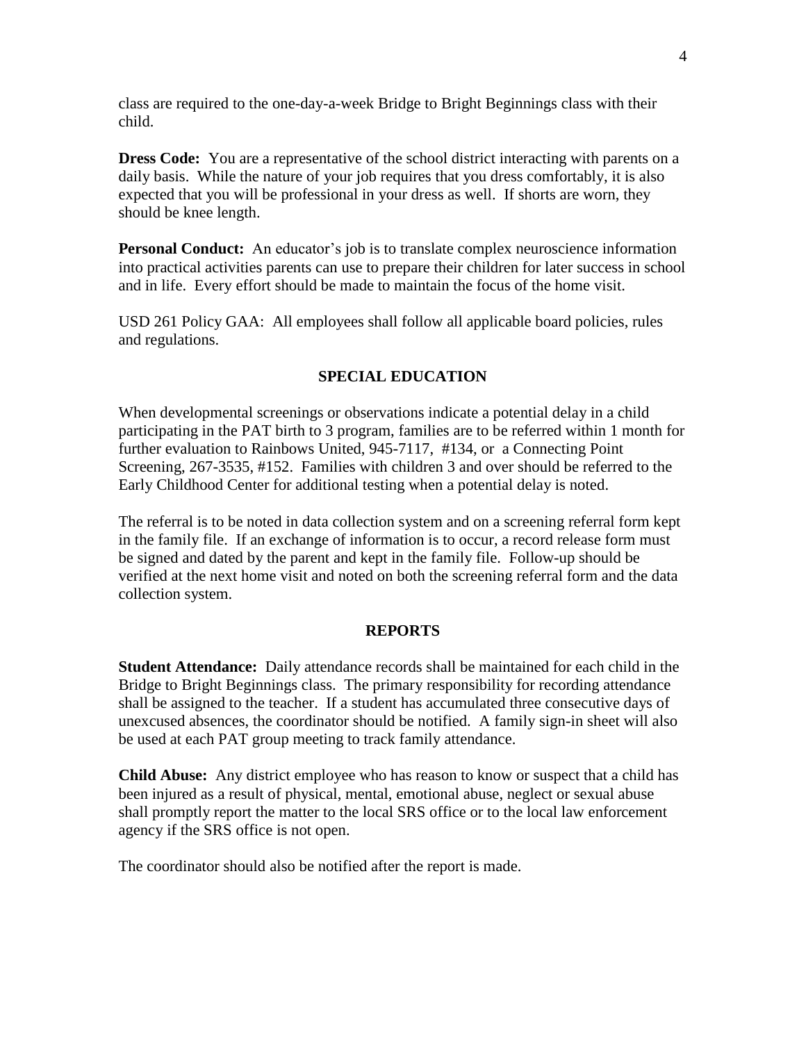class are required to the one-day-a-week Bridge to Bright Beginnings class with their child.

**Dress Code:** You are a representative of the school district interacting with parents on a daily basis. While the nature of your job requires that you dress comfortably, it is also expected that you will be professional in your dress as well. If shorts are worn, they should be knee length.

**Personal Conduct:** An educator's job is to translate complex neuroscience information into practical activities parents can use to prepare their children for later success in school and in life. Every effort should be made to maintain the focus of the home visit.

USD 261 Policy GAA: All employees shall follow all applicable board policies, rules and regulations.

## SPECIAL EDUCATION

When developmental screenings or observations indicate a potential delay in a child participating in the PAT birth to 3 program, families are to be referred within 1 month for further evaluation to Rainbows United, 945-7117, #134, or a Connecting Point Screening, 267-3535, #152. Families with children 3 and over should be referred to the Early Childhood Center for additional testing when a potential delay is noted.

The referral is to be noted in data collection system and on a screening referral form kept in the family file. If an exchange of information is to occur, a record release form must be signed and dated by the parent and kept in the family file. Follow-up should be verified at the next home visit and noted on both the screening referral form and the data collection system.

## REPORTS

**Student Attendance:** Daily attendance records shall be maintained for each child in the Bridge to Bright Beginnings class. The primary responsibility for recording attendance shall be assigned to the teacher. If a student has accumulated three consecutive days of unexcused absences, the coordinator should be notified. A family sign-in sheet will also be used at each PAT group meeting to track family attendance.

**Child Abuse:** Any district employee who has reason to know or suspect that a child has been injured as a result of physical, mental, emotional abuse, neglect or sexual abuse shall promptly report the matter to the local SRS office or to the local law enforcement agency if the SRS office is not open.

The coordinator should also be notified after the report is made.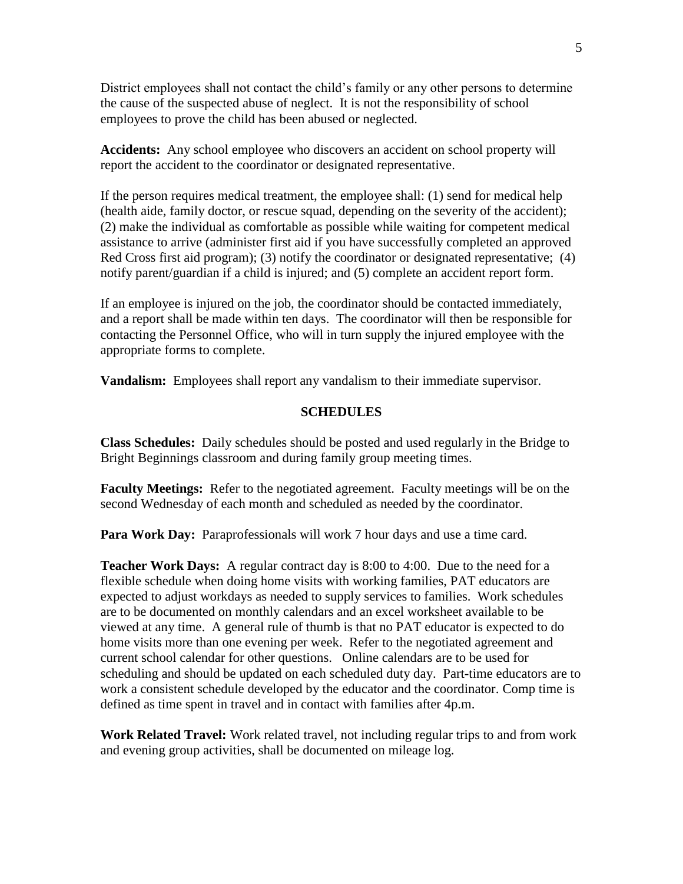District employees shall not contact the child's family or any other persons to determine the cause of the suspected abuse of neglect. It is not the responsibility of school employees to prove the child has been abused or neglected.

**Accidents:** Any school employee who discovers an accident on school property will report the accident to the coordinator or designated representative.

If the person requires medical treatment, the employee shall: (1) send for medical help (health aide, family doctor, or rescue squad, depending on the severity of the accident); (2) make the individual as comfortable as possible while waiting for competent medical assistance to arrive (administer first aid if you have successfully completed an approved Red Cross first aid program); (3) notify the coordinator or designated representative; (4) notify parent/guardian if a child is injured; and (5) complete an accident report form.

If an employee is injured on the job, the coordinator should be contacted immediately, and a report shall be made within ten days. The coordinator will then be responsible for contacting the Personnel Office, who will in turn supply the injured employee with the appropriate forms to complete.

**Vandalism:** Employees shall report any vandalism to their immediate supervisor.

## SCHEDULES

**Class Schedules:** Daily schedules should be posted and used regularly in the Bridge to Bright Beginnings classroom and during family group meeting times.

**Faculty Meetings:** Refer to the negotiated agreement. Faculty meetings will be on the second Wednesday of each month and scheduled as needed by the coordinator.

**Para Work Day:** Paraprofessionals will work 7 hour days and use a time card.

**Teacher Work Days:** A regular contract day is 8:00 to 4:00. Due to the need for a flexible schedule when doing home visits with working families, PAT educators are expected to adjust workdays as needed to supply services to families. Work schedules are to be documented on monthly calendars and an excel worksheet available to be viewed at any time. A general rule of thumb is that no PAT educator is expected to do home visits more than one evening per week. Refer to the negotiated agreement and current school calendar for other questions. Online calendars are to be used for scheduling and should be updated on each scheduled duty day. Part-time educators are to work a consistent schedule developed by the educator and the coordinator. Comp time is defined as time spent in travel and in contact with families after 4p.m.

**Work Related Travel:** Work related travel, not including regular trips to and from work and evening group activities, shall be documented on mileage log.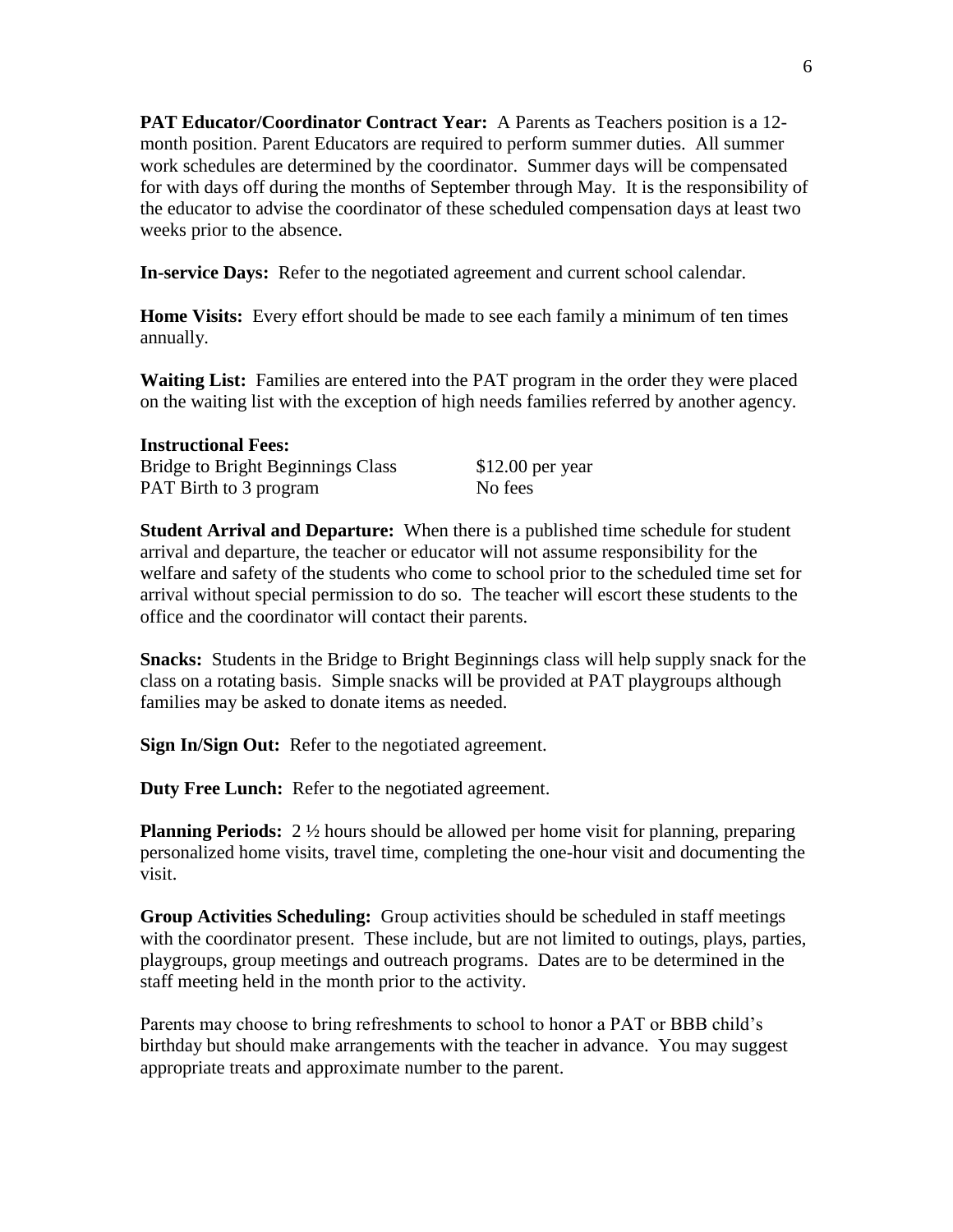**PAT Educator/Coordinator Contract Year:** A Parents as Teachers position is a 12-month position. Parent Educators are required to perform summer duties. All summer work schedules are determined by the coordinator. Summer days will be compensated for with days off during the months of September through May. It is the responsibility of the educator to advise the coordinator of these scheduled compensation days at least two weeks prior to the absence.

**In-service Days:** Refer to the negotiated agreement and current school calendar.

**Home Visits:** Every effort should be made to see each family a minimum of ten times annually.

**Waiting List:** Families are entered into the PAT program in the order they were placed on the waiting list with the exception of high needs families referred by another agency.

**Instructional Fees:**

| | |
|---|---|
| Bridge to Bright Beginnings Class | $12.00 per year |
| PAT Birth to 3 program | No fees |

**Student Arrival and Departure:** When there is a published time schedule for student arrival and departure, the teacher or educator will not assume responsibility for the welfare and safety of the students who come to school prior to the scheduled time set for arrival without special permission to do so. The teacher will escort these students to the office and the coordinator will contact their parents.

**Snacks:** Students in the Bridge to Bright Beginnings class will help supply snack for the class on a rotating basis. Simple snacks will be provided at PAT playgroups although families may be asked to donate items as needed.

**Sign In/Sign Out:** Refer to the negotiated agreement.

**Duty Free Lunch:** Refer to the negotiated agreement.

**Planning Periods:** 2 ½ hours should be allowed per home visit for planning, preparing personalized home visits, travel time, completing the one-hour visit and documenting the visit.

**Group Activities Scheduling:** Group activities should be scheduled in staff meetings with the coordinator present. These include, but are not limited to outings, plays, parties, playgroups, group meetings and outreach programs. Dates are to be determined in the staff meeting held in the month prior to the activity.

Parents may choose to bring refreshments to school to honor a PAT or BBB child's birthday but should make arrangements with the teacher in advance. You may suggest appropriate treats and approximate number to the parent.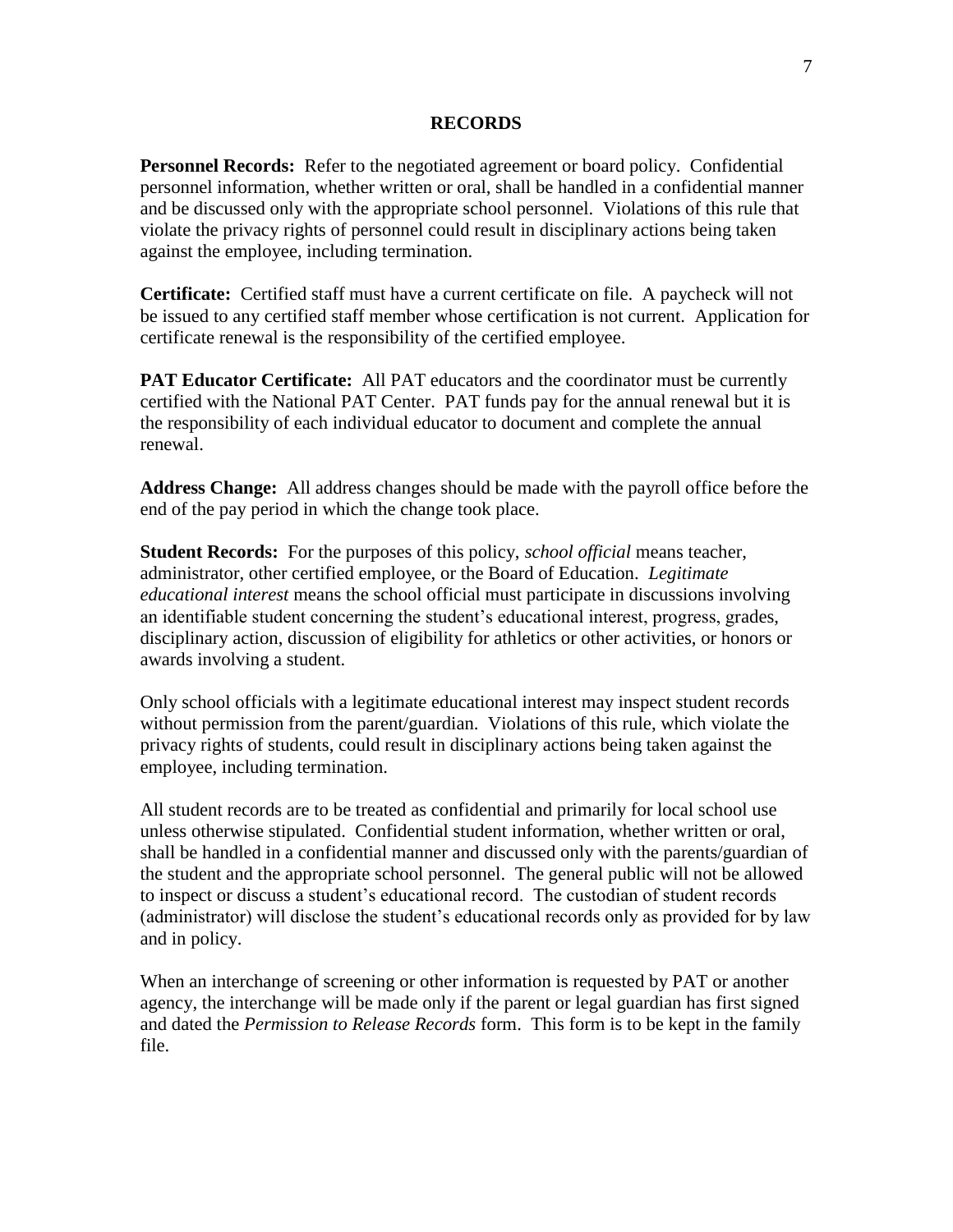## RECORDS

**Personnel Records:** Refer to the negotiated agreement or board policy. Confidential personnel information, whether written or oral, shall be handled in a confidential manner and be discussed only with the appropriate school personnel. Violations of this rule that violate the privacy rights of personnel could result in disciplinary actions being taken against the employee, including termination.

**Certificate:** Certified staff must have a current certificate on file. A paycheck will not be issued to any certified staff member whose certification is not current. Application for certificate renewal is the responsibility of the certified employee.

**PAT Educator Certificate:** All PAT educators and the coordinator must be currently certified with the National PAT Center. PAT funds pay for the annual renewal but it is the responsibility of each individual educator to document and complete the annual renewal.

**Address Change:** All address changes should be made with the payroll office before the end of the pay period in which the change took place.

**Student Records:** For the purposes of this policy, *school official* means teacher, administrator, other certified employee, or the Board of Education. *Legitimate educational interest* means the school official must participate in discussions involving an identifiable student concerning the student's educational interest, progress, grades, disciplinary action, discussion of eligibility for athletics or other activities, or honors or awards involving a student.

Only school officials with a legitimate educational interest may inspect student records without permission from the parent/guardian. Violations of this rule, which violate the privacy rights of students, could result in disciplinary actions being taken against the employee, including termination.

All student records are to be treated as confidential and primarily for local school use unless otherwise stipulated. Confidential student information, whether written or oral, shall be handled in a confidential manner and discussed only with the parents/guardian of the student and the appropriate school personnel. The general public will not be allowed to inspect or discuss a student's educational record. The custodian of student records (administrator) will disclose the student's educational records only as provided for by law and in policy.

When an interchange of screening or other information is requested by PAT or another agency, the interchange will be made only if the parent or legal guardian has first signed and dated the *Permission to Release Records* form. This form is to be kept in the family file.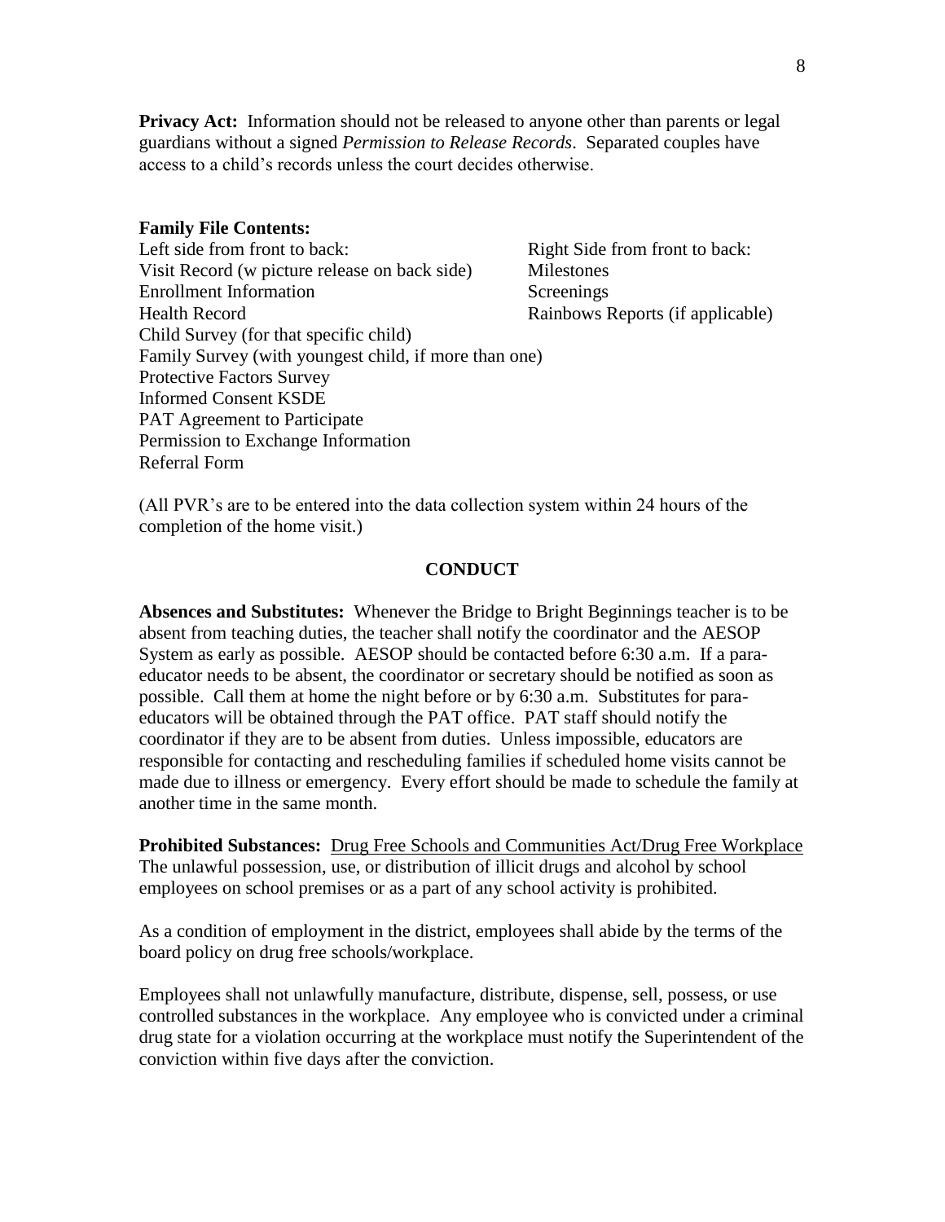**Privacy Act:** Information should not be released to anyone other than parents or legal guardians without a signed *Permission to Release Records*. Separated couples have access to a child's records unless the court decides otherwise.

**Family File Contents:**

| Left side from front to back: | Right Side from front to back: |
| --- | --- |
| Visit Record (w picture release on back side) | Milestones |
| Enrollment Information | Screenings |
| Health Record | Rainbows Reports (if applicable) |
| Child Survey (for that specific child) | |
| Family Survey (with youngest child, if more than one) | |
| Protective Factors Survey | |
| Informed Consent KSDE | |
| PAT Agreement to Participate | |
| Permission to Exchange Information | |
| Referral Form | |

(All PVR's are to be entered into the data collection system within 24 hours of the completion of the home visit.)

## CONDUCT

**Absences and Substitutes:** Whenever the Bridge to Bright Beginnings teacher is to be absent from teaching duties, the teacher shall notify the coordinator and the AESOP System as early as possible. AESOP should be contacted before 6:30 a.m. If a para-educator needs to be absent, the coordinator or secretary should be notified as soon as possible. Call them at home the night before or by 6:30 a.m. Substitutes for para-educators will be obtained through the PAT office. PAT staff should notify the coordinator if they are to be absent from duties. Unless impossible, educators are responsible for contacting and rescheduling families if scheduled home visits cannot be made due to illness or emergency. Every effort should be made to schedule the family at another time in the same month.

**Prohibited Substances:** Drug Free Schools and Communities Act/Drug Free Workplace The unlawful possession, use, or distribution of illicit drugs and alcohol by school employees on school premises or as a part of any school activity is prohibited.

As a condition of employment in the district, employees shall abide by the terms of the board policy on drug free schools/workplace.

Employees shall not unlawfully manufacture, distribute, dispense, sell, possess, or use controlled substances in the workplace. Any employee who is convicted under a criminal drug state for a violation occurring at the workplace must notify the Superintendent of the conviction within five days after the conviction.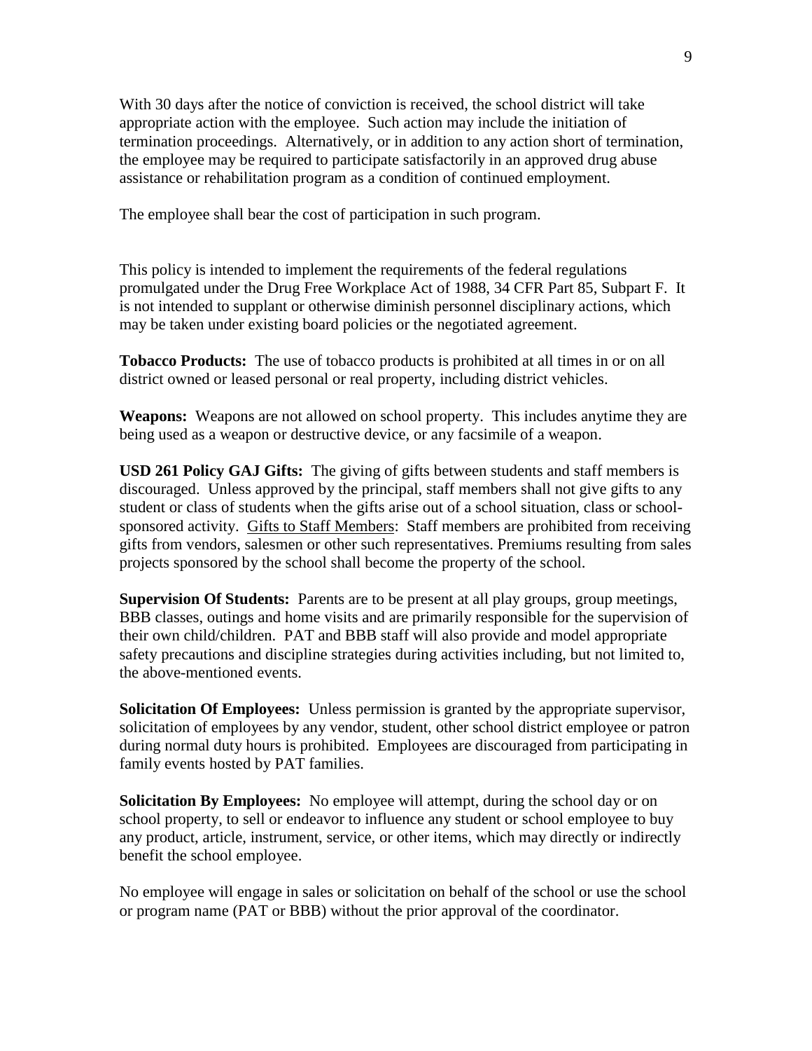With 30 days after the notice of conviction is received, the school district will take appropriate action with the employee. Such action may include the initiation of termination proceedings. Alternatively, or in addition to any action short of termination, the employee may be required to participate satisfactorily in an approved drug abuse assistance or rehabilitation program as a condition of continued employment.

The employee shall bear the cost of participation in such program.

This policy is intended to implement the requirements of the federal regulations promulgated under the Drug Free Workplace Act of 1988, 34 CFR Part 85, Subpart F. It is not intended to supplant or otherwise diminish personnel disciplinary actions, which may be taken under existing board policies or the negotiated agreement.

**Tobacco Products:** The use of tobacco products is prohibited at all times in or on all district owned or leased personal or real property, including district vehicles.

**Weapons:** Weapons are not allowed on school property. This includes anytime they are being used as a weapon or destructive device, or any facsimile of a weapon.

**USD 261 Policy GAJ Gifts:** The giving of gifts between students and staff members is discouraged. Unless approved by the principal, staff members shall not give gifts to any student or class of students when the gifts arise out of a school situation, class or school-sponsored activity. Gifts to Staff Members: Staff members are prohibited from receiving gifts from vendors, salesmen or other such representatives. Premiums resulting from sales projects sponsored by the school shall become the property of the school.

**Supervision Of Students:** Parents are to be present at all play groups, group meetings, BBB classes, outings and home visits and are primarily responsible for the supervision of their own child/children. PAT and BBB staff will also provide and model appropriate safety precautions and discipline strategies during activities including, but not limited to, the above-mentioned events.

**Solicitation Of Employees:** Unless permission is granted by the appropriate supervisor, solicitation of employees by any vendor, student, other school district employee or patron during normal duty hours is prohibited. Employees are discouraged from participating in family events hosted by PAT families.

**Solicitation By Employees:** No employee will attempt, during the school day or on school property, to sell or endeavor to influence any student or school employee to buy any product, article, instrument, service, or other items, which may directly or indirectly benefit the school employee.

No employee will engage in sales or solicitation on behalf of the school or use the school or program name (PAT or BBB) without the prior approval of the coordinator.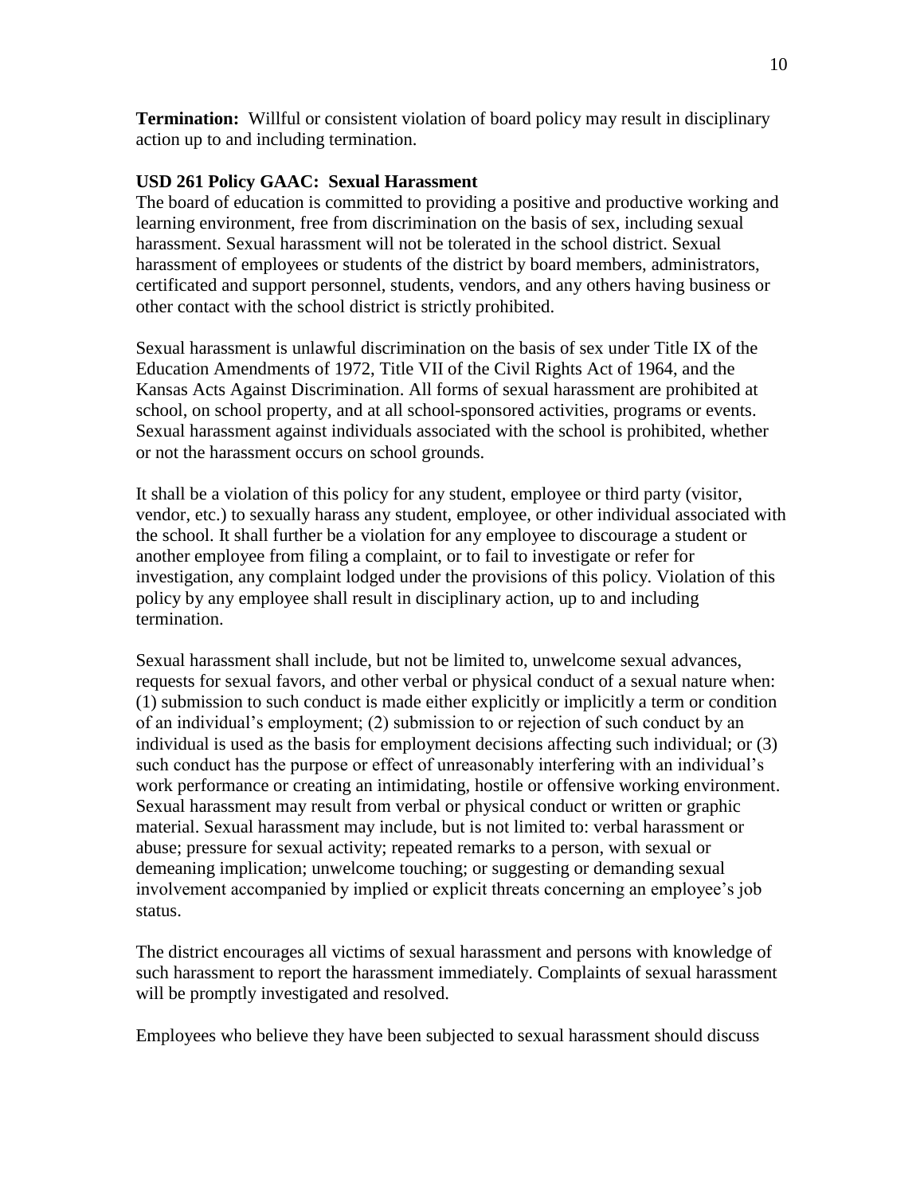**Termination:** Willful or consistent violation of board policy may result in disciplinary action up to and including termination.

**USD 261 Policy GAAC: Sexual Harassment**

The board of education is committed to providing a positive and productive working and learning environment, free from discrimination on the basis of sex, including sexual harassment. Sexual harassment will not be tolerated in the school district. Sexual harassment of employees or students of the district by board members, administrators, certificated and support personnel, students, vendors, and any others having business or other contact with the school district is strictly prohibited.

Sexual harassment is unlawful discrimination on the basis of sex under Title IX of the Education Amendments of 1972, Title VII of the Civil Rights Act of 1964, and the Kansas Acts Against Discrimination. All forms of sexual harassment are prohibited at school, on school property, and at all school-sponsored activities, programs or events. Sexual harassment against individuals associated with the school is prohibited, whether or not the harassment occurs on school grounds.

It shall be a violation of this policy for any student, employee or third party (visitor, vendor, etc.) to sexually harass any student, employee, or other individual associated with the school. It shall further be a violation for any employee to discourage a student or another employee from filing a complaint, or to fail to investigate or refer for investigation, any complaint lodged under the provisions of this policy. Violation of this policy by any employee shall result in disciplinary action, up to and including termination.

Sexual harassment shall include, but not be limited to, unwelcome sexual advances, requests for sexual favors, and other verbal or physical conduct of a sexual nature when: (1) submission to such conduct is made either explicitly or implicitly a term or condition of an individual's employment; (2) submission to or rejection of such conduct by an individual is used as the basis for employment decisions affecting such individual; or (3) such conduct has the purpose or effect of unreasonably interfering with an individual's work performance or creating an intimidating, hostile or offensive working environment. Sexual harassment may result from verbal or physical conduct or written or graphic material. Sexual harassment may include, but is not limited to: verbal harassment or abuse; pressure for sexual activity; repeated remarks to a person, with sexual or demeaning implication; unwelcome touching; or suggesting or demanding sexual involvement accompanied by implied or explicit threats concerning an employee's job status.

The district encourages all victims of sexual harassment and persons with knowledge of such harassment to report the harassment immediately. Complaints of sexual harassment will be promptly investigated and resolved.

Employees who believe they have been subjected to sexual harassment should discuss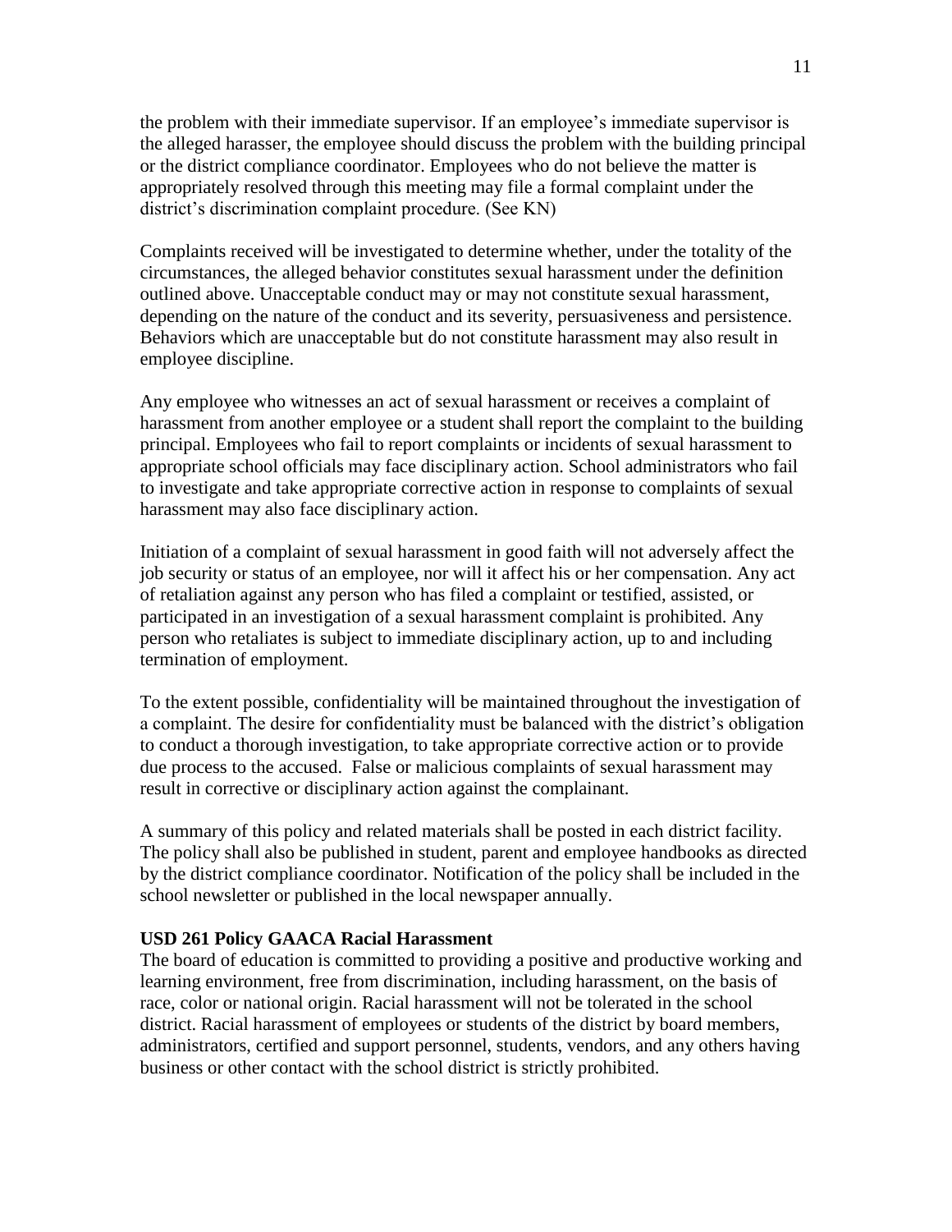the problem with their immediate supervisor. If an employee's immediate supervisor is the alleged harasser, the employee should discuss the problem with the building principal or the district compliance coordinator. Employees who do not believe the matter is appropriately resolved through this meeting may file a formal complaint under the district's discrimination complaint procedure. (See KN)

Complaints received will be investigated to determine whether, under the totality of the circumstances, the alleged behavior constitutes sexual harassment under the definition outlined above. Unacceptable conduct may or may not constitute sexual harassment, depending on the nature of the conduct and its severity, persuasiveness and persistence. Behaviors which are unacceptable but do not constitute harassment may also result in employee discipline.

Any employee who witnesses an act of sexual harassment or receives a complaint of harassment from another employee or a student shall report the complaint to the building principal. Employees who fail to report complaints or incidents of sexual harassment to appropriate school officials may face disciplinary action. School administrators who fail to investigate and take appropriate corrective action in response to complaints of sexual harassment may also face disciplinary action.

Initiation of a complaint of sexual harassment in good faith will not adversely affect the job security or status of an employee, nor will it affect his or her compensation. Any act of retaliation against any person who has filed a complaint or testified, assisted, or participated in an investigation of a sexual harassment complaint is prohibited. Any person who retaliates is subject to immediate disciplinary action, up to and including termination of employment.

To the extent possible, confidentiality will be maintained throughout the investigation of a complaint. The desire for confidentiality must be balanced with the district's obligation to conduct a thorough investigation, to take appropriate corrective action or to provide due process to the accused. False or malicious complaints of sexual harassment may result in corrective or disciplinary action against the complainant.

A summary of this policy and related materials shall be posted in each district facility. The policy shall also be published in student, parent and employee handbooks as directed by the district compliance coordinator. Notification of the policy shall be included in the school newsletter or published in the local newspaper annually.

**USD 261 Policy GAACA Racial Harassment**

The board of education is committed to providing a positive and productive working and learning environment, free from discrimination, including harassment, on the basis of race, color or national origin. Racial harassment will not be tolerated in the school district. Racial harassment of employees or students of the district by board members, administrators, certified and support personnel, students, vendors, and any others having business or other contact with the school district is strictly prohibited.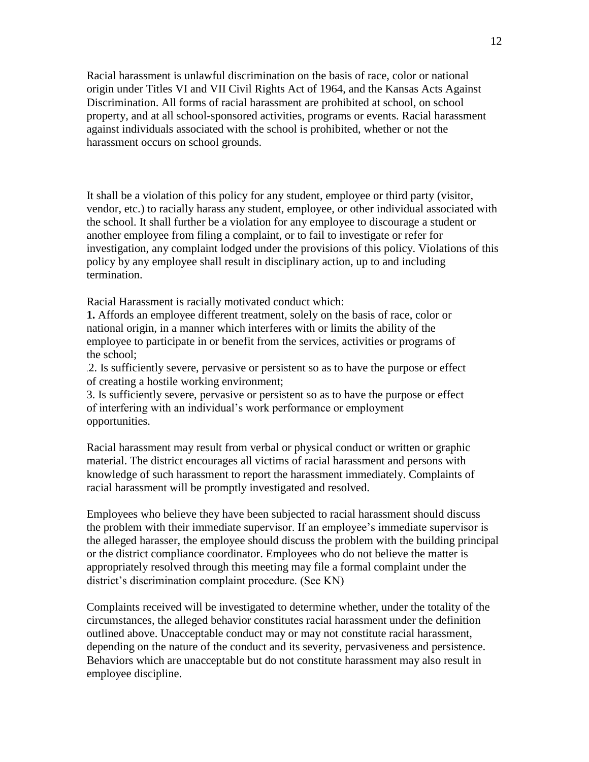Racial harassment is unlawful discrimination on the basis of race, color or national origin under Titles VI and VII Civil Rights Act of 1964, and the Kansas Acts Against Discrimination. All forms of racial harassment are prohibited at school, on school property, and at all school-sponsored activities, programs or events. Racial harassment against individuals associated with the school is prohibited, whether or not the harassment occurs on school grounds.

It shall be a violation of this policy for any student, employee or third party (visitor, vendor, etc.) to racially harass any student, employee, or other individual associated with the school. It shall further be a violation for any employee to discourage a student or another employee from filing a complaint, or to fail to investigate or refer for investigation, any complaint lodged under the provisions of this policy. Violations of this policy by any employee shall result in disciplinary action, up to and including termination.

Racial Harassment is racially motivated conduct which:

**1.** Affords an employee different treatment, solely on the basis of race, color or national origin, in a manner which interferes with or limits the ability of the employee to participate in or benefit from the services, activities or programs of the school;

2. Is sufficiently severe, pervasive or persistent so as to have the purpose or effect of creating a hostile working environment;

3. Is sufficiently severe, pervasive or persistent so as to have the purpose or effect of interfering with an individual's work performance or employment opportunities.

Racial harassment may result from verbal or physical conduct or written or graphic material. The district encourages all victims of racial harassment and persons with knowledge of such harassment to report the harassment immediately. Complaints of racial harassment will be promptly investigated and resolved.

Employees who believe they have been subjected to racial harassment should discuss the problem with their immediate supervisor. If an employee's immediate supervisor is the alleged harasser, the employee should discuss the problem with the building principal or the district compliance coordinator. Employees who do not believe the matter is appropriately resolved through this meeting may file a formal complaint under the district's discrimination complaint procedure. (See KN)

Complaints received will be investigated to determine whether, under the totality of the circumstances, the alleged behavior constitutes racial harassment under the definition outlined above. Unacceptable conduct may or may not constitute racial harassment, depending on the nature of the conduct and its severity, pervasiveness and persistence. Behaviors which are unacceptable but do not constitute harassment may also result in employee discipline.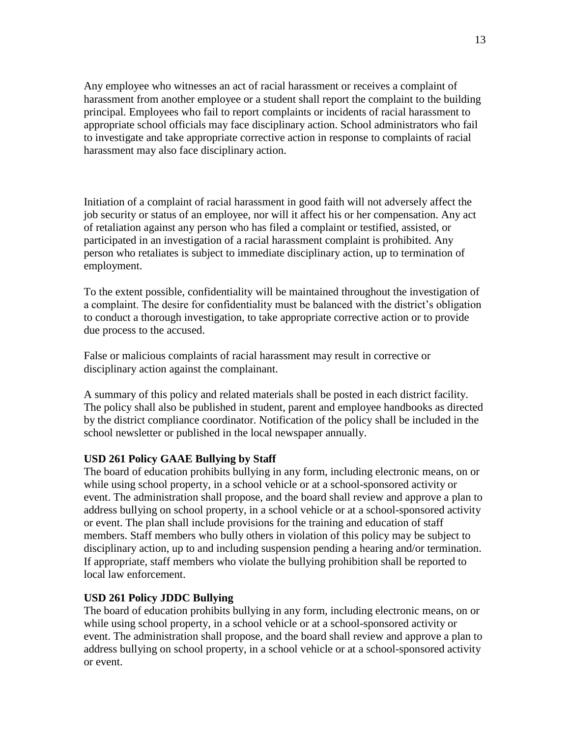Any employee who witnesses an act of racial harassment or receives a complaint of harassment from another employee or a student shall report the complaint to the building principal. Employees who fail to report complaints or incidents of racial harassment to appropriate school officials may face disciplinary action. School administrators who fail to investigate and take appropriate corrective action in response to complaints of racial harassment may also face disciplinary action.

Initiation of a complaint of racial harassment in good faith will not adversely affect the job security or status of an employee, nor will it affect his or her compensation. Any act of retaliation against any person who has filed a complaint or testified, assisted, or participated in an investigation of a racial harassment complaint is prohibited. Any person who retaliates is subject to immediate disciplinary action, up to termination of employment.

To the extent possible, confidentiality will be maintained throughout the investigation of a complaint. The desire for confidentiality must be balanced with the district's obligation to conduct a thorough investigation, to take appropriate corrective action or to provide due process to the accused.

False or malicious complaints of racial harassment may result in corrective or disciplinary action against the complainant.

A summary of this policy and related materials shall be posted in each district facility. The policy shall also be published in student, parent and employee handbooks as directed by the district compliance coordinator. Notification of the policy shall be included in the school newsletter or published in the local newspaper annually.

**USD 261 Policy GAAE Bullying by Staff**

The board of education prohibits bullying in any form, including electronic means, on or while using school property, in a school vehicle or at a school-sponsored activity or event. The administration shall propose, and the board shall review and approve a plan to address bullying on school property, in a school vehicle or at a school-sponsored activity or event. The plan shall include provisions for the training and education of staff members. Staff members who bully others in violation of this policy may be subject to disciplinary action, up to and including suspension pending a hearing and/or termination. If appropriate, staff members who violate the bullying prohibition shall be reported to local law enforcement.

**USD 261 Policy JDDC Bullying**

The board of education prohibits bullying in any form, including electronic means, on or while using school property, in a school vehicle or at a school-sponsored activity or event. The administration shall propose, and the board shall review and approve a plan to address bullying on school property, in a school vehicle or at a school-sponsored activity or event.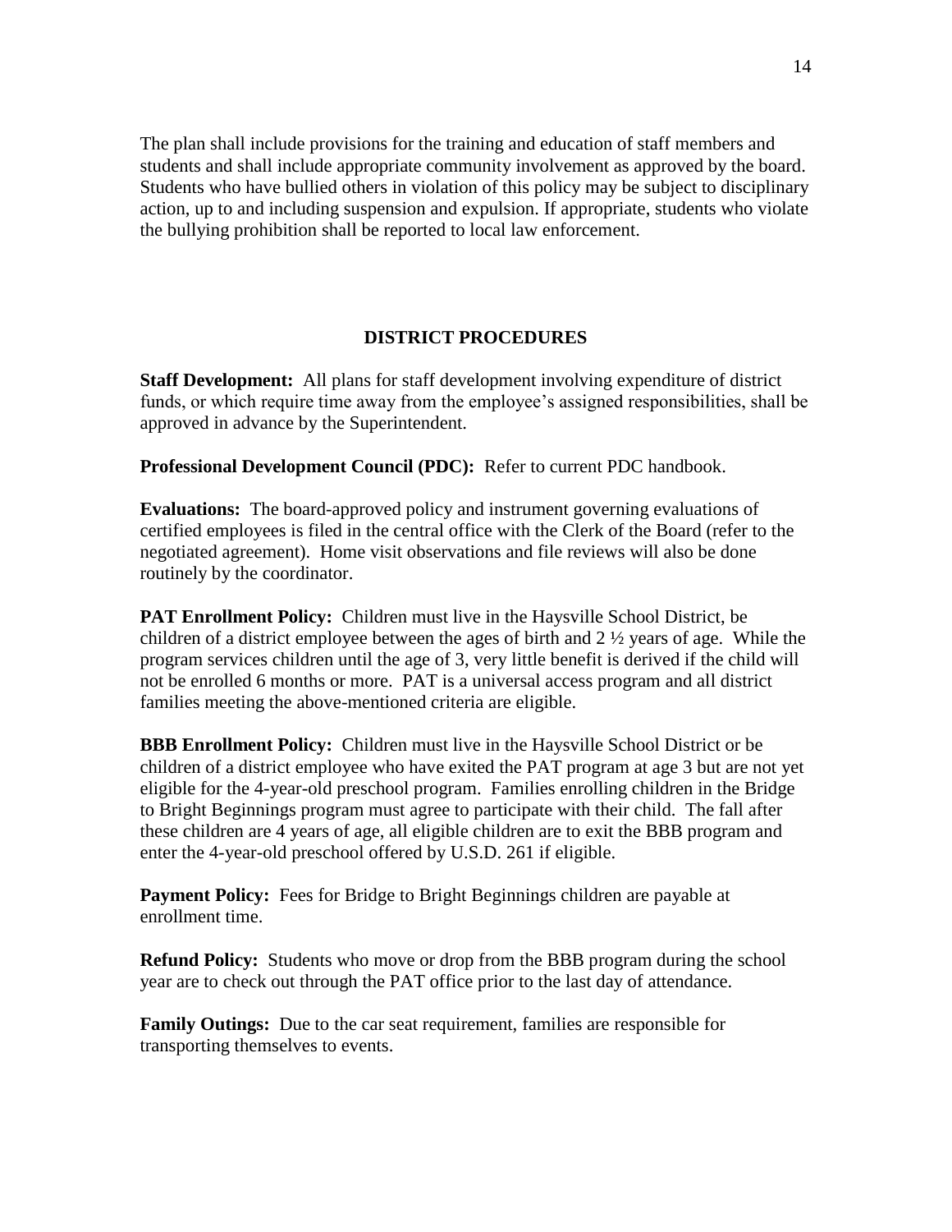The plan shall include provisions for the training and education of staff members and students and shall include appropriate community involvement as approved by the board. Students who have bullied others in violation of this policy may be subject to disciplinary action, up to and including suspension and expulsion. If appropriate, students who violate the bullying prohibition shall be reported to local law enforcement.

## DISTRICT PROCEDURES

**Staff Development:** All plans for staff development involving expenditure of district funds, or which require time away from the employee's assigned responsibilities, shall be approved in advance by the Superintendent.

**Professional Development Council (PDC):** Refer to current PDC handbook.

**Evaluations:** The board-approved policy and instrument governing evaluations of certified employees is filed in the central office with the Clerk of the Board (refer to the negotiated agreement). Home visit observations and file reviews will also be done routinely by the coordinator.

**PAT Enrollment Policy:** Children must live in the Haysville School District, be children of a district employee between the ages of birth and 2 ½ years of age. While the program services children until the age of 3, very little benefit is derived if the child will not be enrolled 6 months or more. PAT is a universal access program and all district families meeting the above-mentioned criteria are eligible.

**BBB Enrollment Policy:** Children must live in the Haysville School District or be children of a district employee who have exited the PAT program at age 3 but are not yet eligible for the 4-year-old preschool program. Families enrolling children in the Bridge to Bright Beginnings program must agree to participate with their child. The fall after these children are 4 years of age, all eligible children are to exit the BBB program and enter the 4-year-old preschool offered by U.S.D. 261 if eligible.

**Payment Policy:** Fees for Bridge to Bright Beginnings children are payable at enrollment time.

**Refund Policy:** Students who move or drop from the BBB program during the school year are to check out through the PAT office prior to the last day of attendance.

**Family Outings:** Due to the car seat requirement, families are responsible for transporting themselves to events.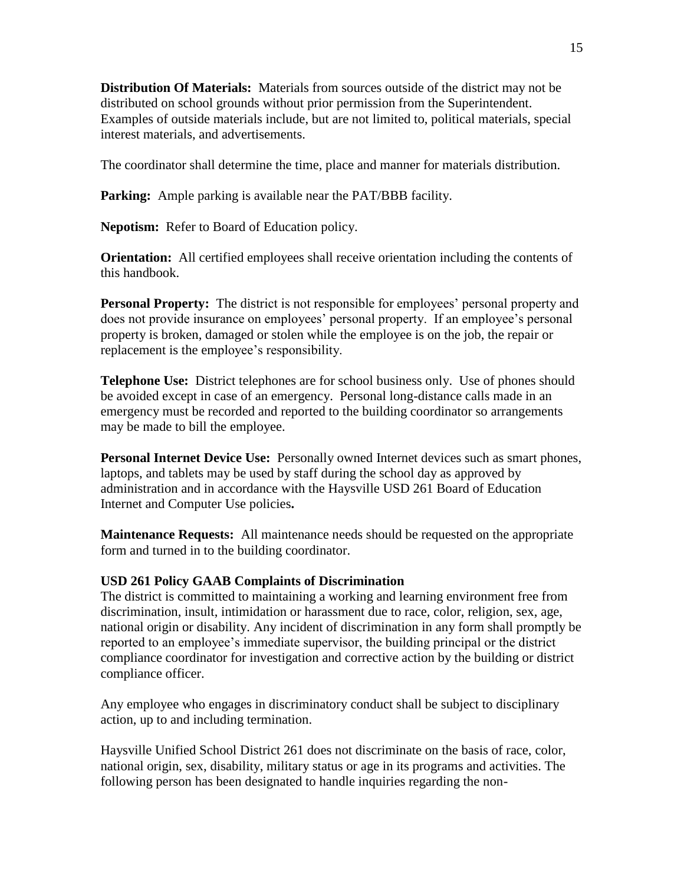**Distribution Of Materials:** Materials from sources outside of the district may not be distributed on school grounds without prior permission from the Superintendent. Examples of outside materials include, but are not limited to, political materials, special interest materials, and advertisements.

The coordinator shall determine the time, place and manner for materials distribution.

**Parking:** Ample parking is available near the PAT/BBB facility.

**Nepotism:** Refer to Board of Education policy.

**Orientation:** All certified employees shall receive orientation including the contents of this handbook.

**Personal Property:** The district is not responsible for employees' personal property and does not provide insurance on employees' personal property. If an employee's personal property is broken, damaged or stolen while the employee is on the job, the repair or replacement is the employee's responsibility.

**Telephone Use:** District telephones are for school business only. Use of phones should be avoided except in case of an emergency. Personal long-distance calls made in an emergency must be recorded and reported to the building coordinator so arrangements may be made to bill the employee.

**Personal Internet Device Use:** Personally owned Internet devices such as smart phones, laptops, and tablets may be used by staff during the school day as approved by administration and in accordance with the Haysville USD 261 Board of Education Internet and Computer Use policies**.**

**Maintenance Requests:** All maintenance needs should be requested on the appropriate form and turned in to the building coordinator.

**USD 261 Policy GAAB Complaints of Discrimination**

The district is committed to maintaining a working and learning environment free from discrimination, insult, intimidation or harassment due to race, color, religion, sex, age, national origin or disability. Any incident of discrimination in any form shall promptly be reported to an employee's immediate supervisor, the building principal or the district compliance coordinator for investigation and corrective action by the building or district compliance officer.

Any employee who engages in discriminatory conduct shall be subject to disciplinary action, up to and including termination.

Haysville Unified School District 261 does not discriminate on the basis of race, color, national origin, sex, disability, military status or age in its programs and activities. The following person has been designated to handle inquiries regarding the non-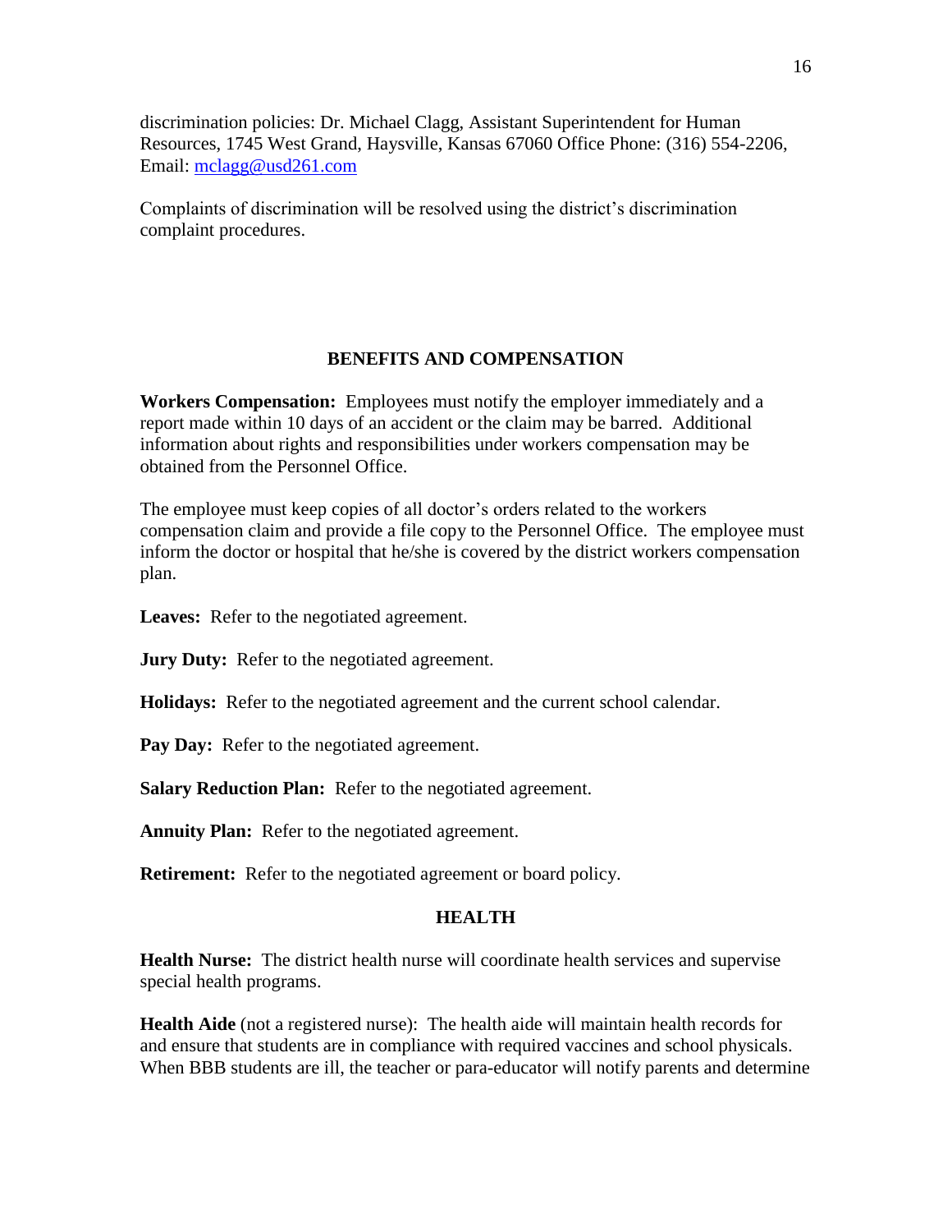discrimination policies: Dr. Michael Clagg, Assistant Superintendent for Human Resources, 1745 West Grand, Haysville, Kansas 67060 Office Phone: (316) 554-2206, Email: [mclagg@usd261.com](mailto:mclagg@usd261.com)

Complaints of discrimination will be resolved using the district's discrimination complaint procedures.

## BENEFITS AND COMPENSATION

**Workers Compensation:** Employees must notify the employer immediately and a report made within 10 days of an accident or the claim may be barred. Additional information about rights and responsibilities under workers compensation may be obtained from the Personnel Office.

The employee must keep copies of all doctor's orders related to the workers compensation claim and provide a file copy to the Personnel Office. The employee must inform the doctor or hospital that he/she is covered by the district workers compensation plan.

**Leaves:** Refer to the negotiated agreement.

**Jury Duty:** Refer to the negotiated agreement.

**Holidays:** Refer to the negotiated agreement and the current school calendar.

**Pay Day:** Refer to the negotiated agreement.

**Salary Reduction Plan:** Refer to the negotiated agreement.

**Annuity Plan:** Refer to the negotiated agreement.

**Retirement:** Refer to the negotiated agreement or board policy.

## HEALTH

**Health Nurse:** The district health nurse will coordinate health services and supervise special health programs.

**Health Aide** (not a registered nurse): The health aide will maintain health records for and ensure that students are in compliance with required vaccines and school physicals. When BBB students are ill, the teacher or para-educator will notify parents and determine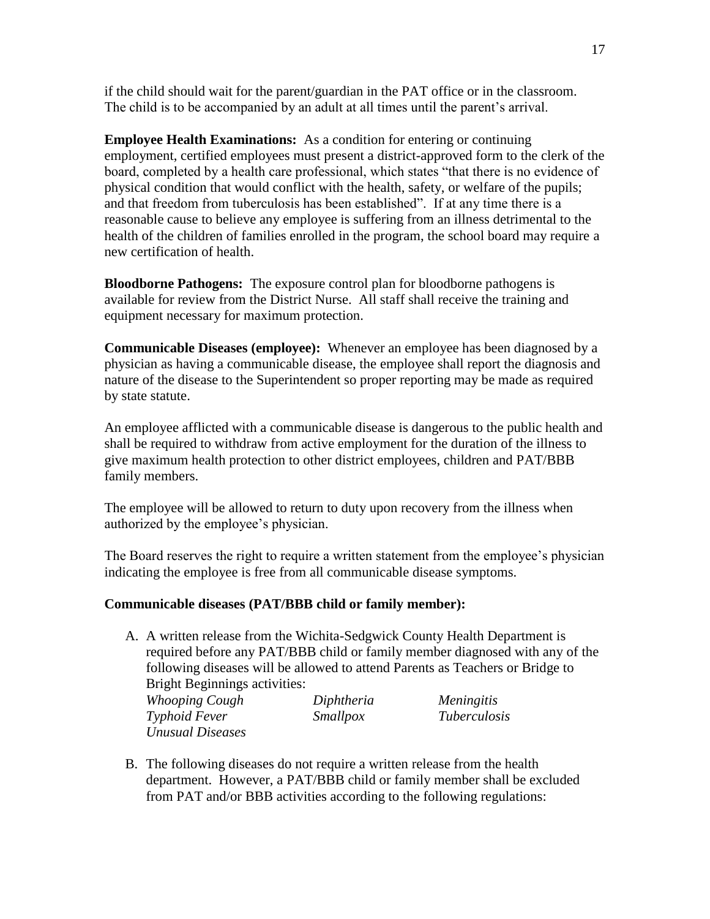if the child should wait for the parent/guardian in the PAT office or in the classroom. The child is to be accompanied by an adult at all times until the parent's arrival.

**Employee Health Examinations:** As a condition for entering or continuing employment, certified employees must present a district-approved form to the clerk of the board, completed by a health care professional, which states "that there is no evidence of physical condition that would conflict with the health, safety, or welfare of the pupils; and that freedom from tuberculosis has been established". If at any time there is a reasonable cause to believe any employee is suffering from an illness detrimental to the health of the children of families enrolled in the program, the school board may require a new certification of health.

**Bloodborne Pathogens:** The exposure control plan for bloodborne pathogens is available for review from the District Nurse. All staff shall receive the training and equipment necessary for maximum protection.

**Communicable Diseases (employee):** Whenever an employee has been diagnosed by a physician as having a communicable disease, the employee shall report the diagnosis and nature of the disease to the Superintendent so proper reporting may be made as required by state statute.

An employee afflicted with a communicable disease is dangerous to the public health and shall be required to withdraw from active employment for the duration of the illness to give maximum health protection to other district employees, children and PAT/BBB family members.

The employee will be allowed to return to duty upon recovery from the illness when authorized by the employee's physician.

The Board reserves the right to require a written statement from the employee's physician indicating the employee is free from all communicable disease symptoms.

**Communicable diseases (PAT/BBB child or family member):**

A. A written release from the Wichita-Sedgwick County Health Department is required before any PAT/BBB child or family member diagnosed with any of the following diseases will be allowed to attend Parents as Teachers or Bridge to Bright Beginnings activities:

   *Whooping Cough* — *Diphtheria* — *Meningitis*
   *Typhoid Fever* — *Smallpox* — *Tuberculosis*
   *Unusual Diseases*

B. The following diseases do not require a written release from the health department. However, a PAT/BBB child or family member shall be excluded from PAT and/or BBB activities according to the following regulations: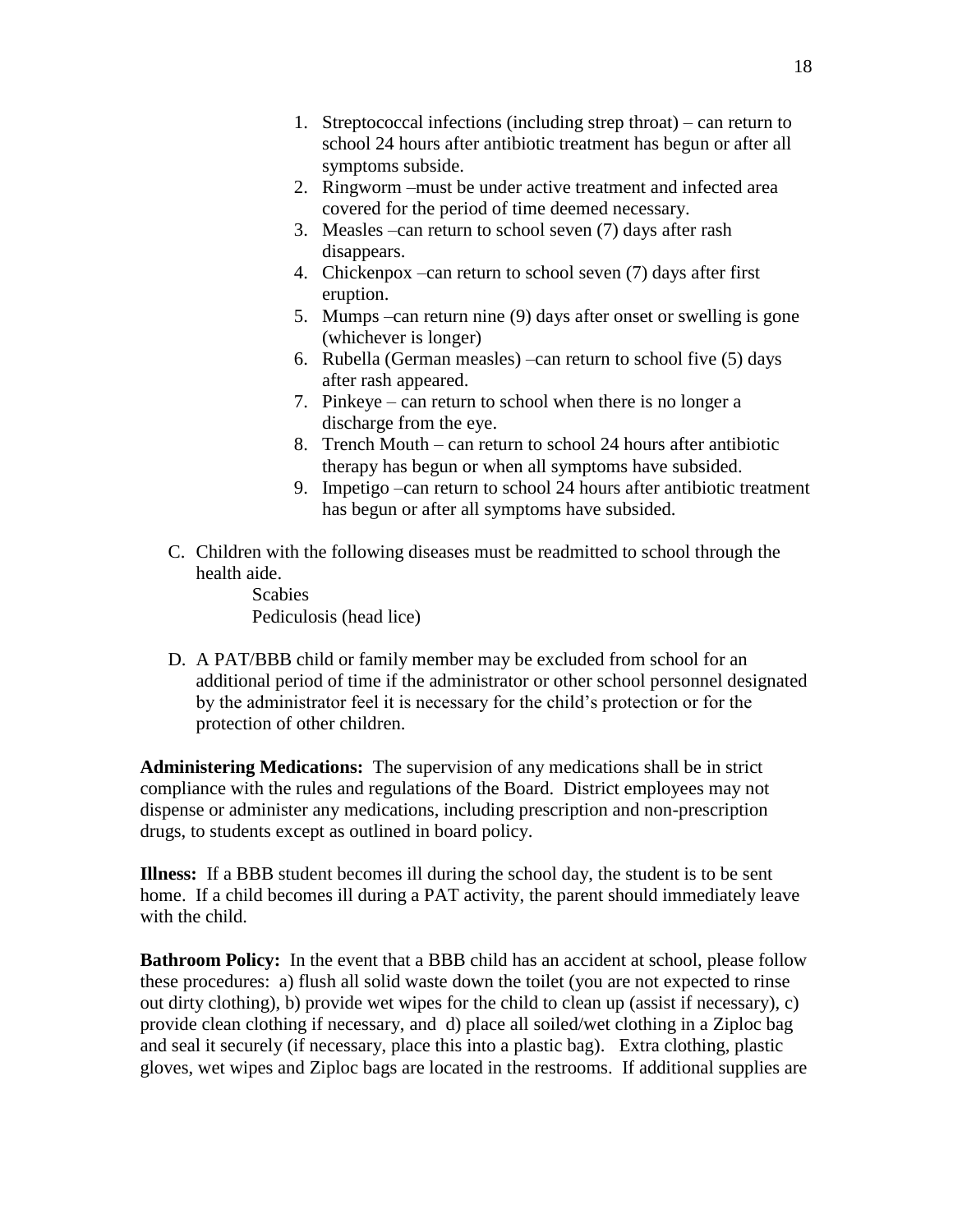1. Streptococcal infections (including strep throat) – can return to school 24 hours after antibiotic treatment has begun or after all symptoms subside.
2. Ringworm –must be under active treatment and infected area covered for the period of time deemed necessary.
3. Measles –can return to school seven (7) days after rash disappears.
4. Chickenpox –can return to school seven (7) days after first eruption.
5. Mumps –can return nine (9) days after onset or swelling is gone (whichever is longer)
6. Rubella (German measles) –can return to school five (5) days after rash appeared.
7. Pinkeye – can return to school when there is no longer a discharge from the eye.
8. Trench Mouth – can return to school 24 hours after antibiotic therapy has begun or when all symptoms have subsided.
9. Impetigo –can return to school 24 hours after antibiotic treatment has begun or after all symptoms have subsided.

C. Children with the following diseases must be readmitted to school through the health aide.

   Scabies
   Pediculosis (head lice)

D. A PAT/BBB child or family member may be excluded from school for an additional period of time if the administrator or other school personnel designated by the administrator feel it is necessary for the child's protection or for the protection of other children.

**Administering Medications:** The supervision of any medications shall be in strict compliance with the rules and regulations of the Board. District employees may not dispense or administer any medications, including prescription and non-prescription drugs, to students except as outlined in board policy.

**Illness:** If a BBB student becomes ill during the school day, the student is to be sent home. If a child becomes ill during a PAT activity, the parent should immediately leave with the child.

**Bathroom Policy:** In the event that a BBB child has an accident at school, please follow these procedures: a) flush all solid waste down the toilet (you are not expected to rinse out dirty clothing), b) provide wet wipes for the child to clean up (assist if necessary), c) provide clean clothing if necessary, and d) place all soiled/wet clothing in a Ziploc bag and seal it securely (if necessary, place this into a plastic bag). Extra clothing, plastic gloves, wet wipes and Ziploc bags are located in the restrooms. If additional supplies are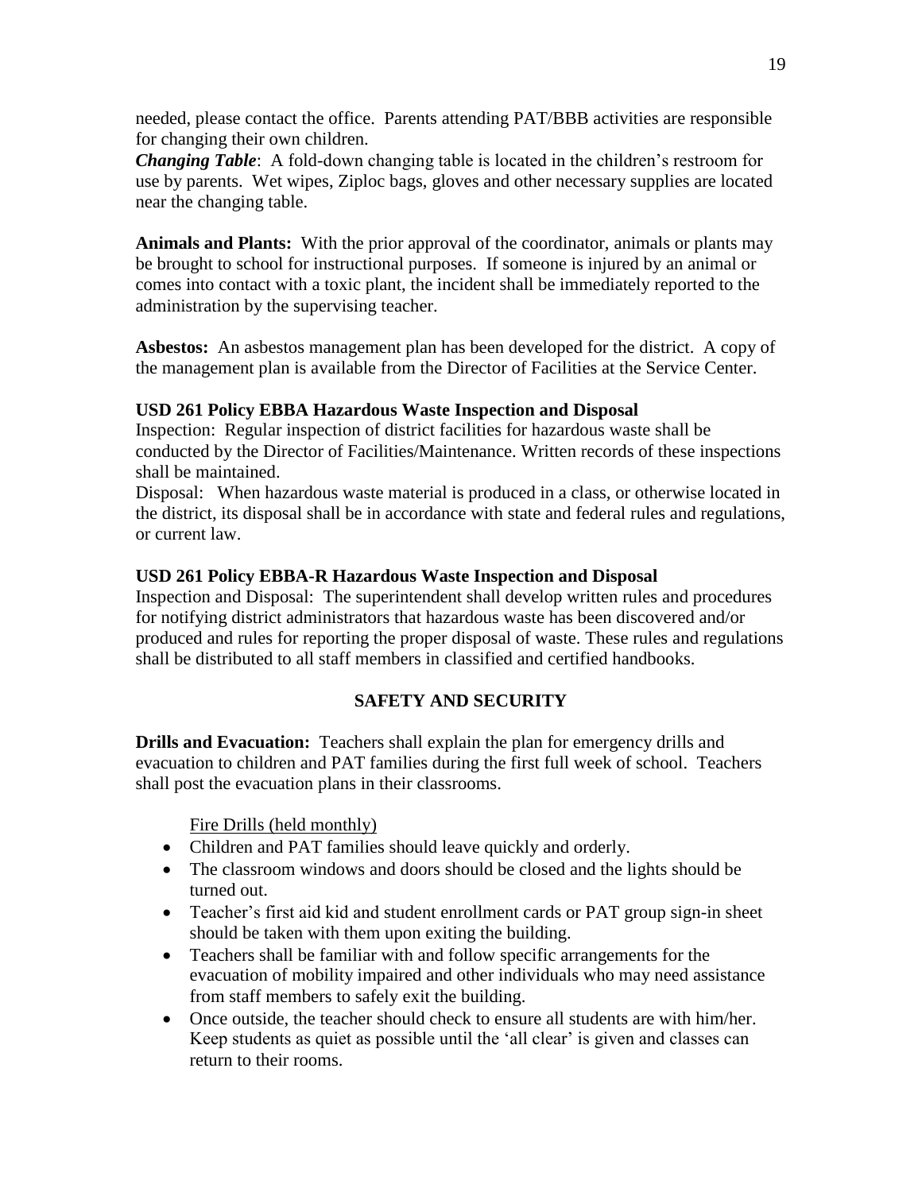needed, please contact the office. Parents attending PAT/BBB activities are responsible for changing their own children.

***Changing Table***: A fold-down changing table is located in the children's restroom for use by parents. Wet wipes, Ziploc bags, gloves and other necessary supplies are located near the changing table.

**Animals and Plants:** With the prior approval of the coordinator, animals or plants may be brought to school for instructional purposes. If someone is injured by an animal or comes into contact with a toxic plant, the incident shall be immediately reported to the administration by the supervising teacher.

**Asbestos:** An asbestos management plan has been developed for the district. A copy of the management plan is available from the Director of Facilities at the Service Center.

**USD 261 Policy EBBA Hazardous Waste Inspection and Disposal**

Inspection: Regular inspection of district facilities for hazardous waste shall be conducted by the Director of Facilities/Maintenance. Written records of these inspections shall be maintained.

Disposal: When hazardous waste material is produced in a class, or otherwise located in the district, its disposal shall be in accordance with state and federal rules and regulations, or current law.

**USD 261 Policy EBBA-R Hazardous Waste Inspection and Disposal**

Inspection and Disposal: The superintendent shall develop written rules and procedures for notifying district administrators that hazardous waste has been discovered and/or produced and rules for reporting the proper disposal of waste. These rules and regulations shall be distributed to all staff members in classified and certified handbooks.

## SAFETY AND SECURITY

**Drills and Evacuation:** Teachers shall explain the plan for emergency drills and evacuation to children and PAT families during the first full week of school. Teachers shall post the evacuation plans in their classrooms.

Fire Drills (held monthly)

- Children and PAT families should leave quickly and orderly.
- The classroom windows and doors should be closed and the lights should be turned out.
- Teacher's first aid kid and student enrollment cards or PAT group sign-in sheet should be taken with them upon exiting the building.
- Teachers shall be familiar with and follow specific arrangements for the evacuation of mobility impaired and other individuals who may need assistance from staff members to safely exit the building.
- Once outside, the teacher should check to ensure all students are with him/her. Keep students as quiet as possible until the 'all clear' is given and classes can return to their rooms.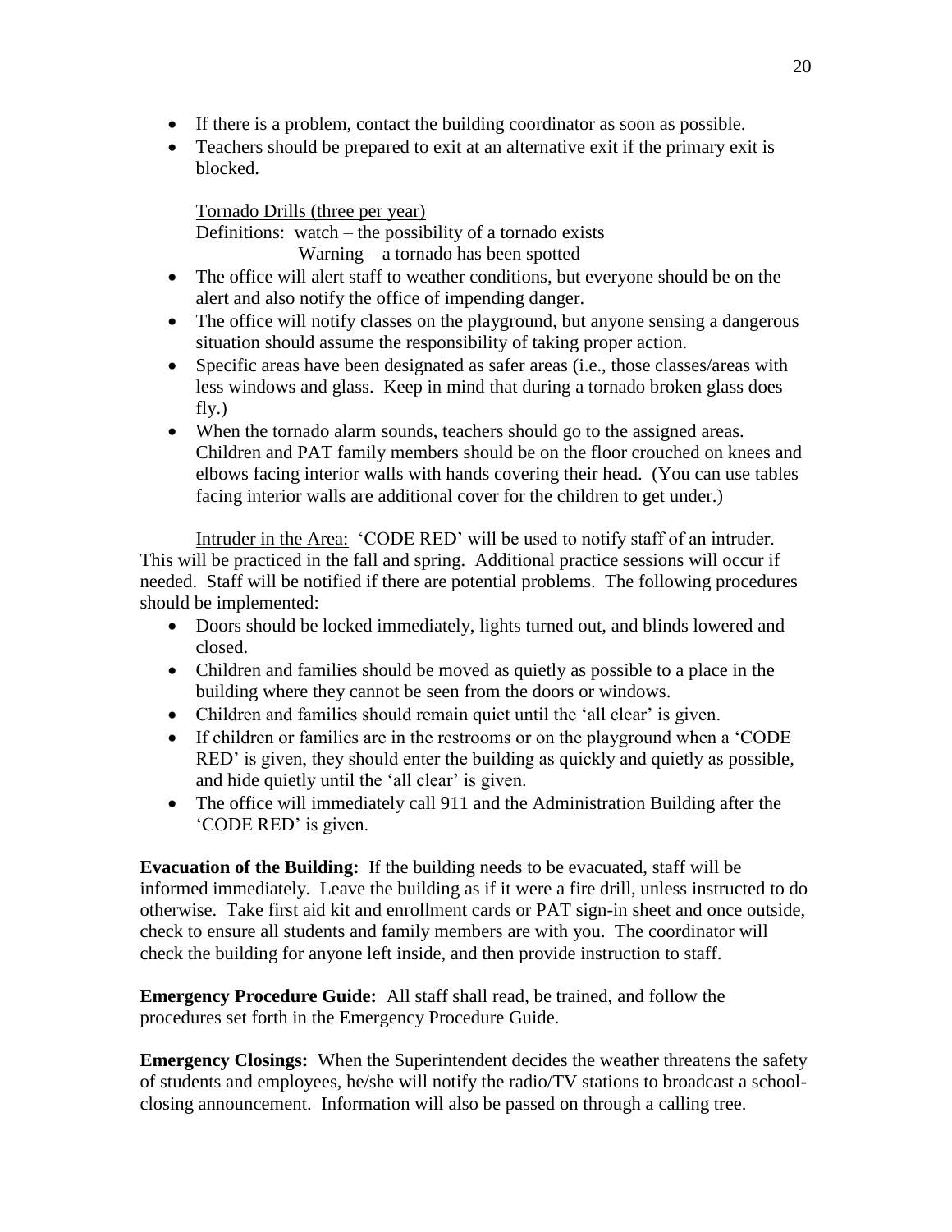- If there is a problem, contact the building coordinator as soon as possible.
- Teachers should be prepared to exit at an alternative exit if the primary exit is blocked.

Tornado Drills (three per year)
Definitions: watch – the possibility of a tornado exists
Warning – a tornado has been spotted

- The office will alert staff to weather conditions, but everyone should be on the alert and also notify the office of impending danger.
- The office will notify classes on the playground, but anyone sensing a dangerous situation should assume the responsibility of taking proper action.
- Specific areas have been designated as safer areas (i.e., those classes/areas with less windows and glass. Keep in mind that during a tornado broken glass does fly.)
- When the tornado alarm sounds, teachers should go to the assigned areas. Children and PAT family members should be on the floor crouched on knees and elbows facing interior walls with hands covering their head. (You can use tables facing interior walls are additional cover for the children to get under.)

Intruder in the Area: 'CODE RED' will be used to notify staff of an intruder. This will be practiced in the fall and spring. Additional practice sessions will occur if needed. Staff will be notified if there are potential problems. The following procedures should be implemented:

- Doors should be locked immediately, lights turned out, and blinds lowered and closed.
- Children and families should be moved as quietly as possible to a place in the building where they cannot be seen from the doors or windows.
- Children and families should remain quiet until the 'all clear' is given.
- If children or families are in the restrooms or on the playground when a 'CODE RED' is given, they should enter the building as quickly and quietly as possible, and hide quietly until the 'all clear' is given.
- The office will immediately call 911 and the Administration Building after the 'CODE RED' is given.

**Evacuation of the Building:** If the building needs to be evacuated, staff will be informed immediately. Leave the building as if it were a fire drill, unless instructed to do otherwise. Take first aid kit and enrollment cards or PAT sign-in sheet and once outside, check to ensure all students and family members are with you. The coordinator will check the building for anyone left inside, and then provide instruction to staff.

**Emergency Procedure Guide:** All staff shall read, be trained, and follow the procedures set forth in the Emergency Procedure Guide.

**Emergency Closings:** When the Superintendent decides the weather threatens the safety of students and employees, he/she will notify the radio/TV stations to broadcast a school-closing announcement. Information will also be passed on through a calling tree.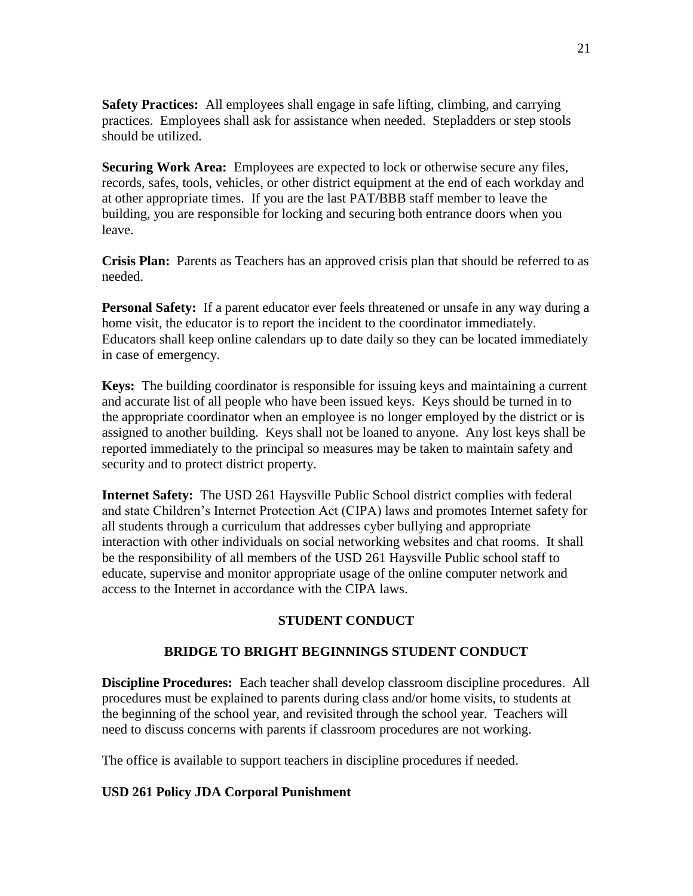**Safety Practices:** All employees shall engage in safe lifting, climbing, and carrying practices. Employees shall ask for assistance when needed. Stepladders or step stools should be utilized.

**Securing Work Area:** Employees are expected to lock or otherwise secure any files, records, safes, tools, vehicles, or other district equipment at the end of each workday and at other appropriate times. If you are the last PAT/BBB staff member to leave the building, you are responsible for locking and securing both entrance doors when you leave.

**Crisis Plan:** Parents as Teachers has an approved crisis plan that should be referred to as needed.

**Personal Safety:** If a parent educator ever feels threatened or unsafe in any way during a home visit, the educator is to report the incident to the coordinator immediately. Educators shall keep online calendars up to date daily so they can be located immediately in case of emergency.

**Keys:** The building coordinator is responsible for issuing keys and maintaining a current and accurate list of all people who have been issued keys. Keys should be turned in to the appropriate coordinator when an employee is no longer employed by the district or is assigned to another building. Keys shall not be loaned to anyone. Any lost keys shall be reported immediately to the principal so measures may be taken to maintain safety and security and to protect district property.

**Internet Safety:** The USD 261 Haysville Public School district complies with federal and state Children's Internet Protection Act (CIPA) laws and promotes Internet safety for all students through a curriculum that addresses cyber bullying and appropriate interaction with other individuals on social networking websites and chat rooms. It shall be the responsibility of all members of the USD 261 Haysville Public school staff to educate, supervise and monitor appropriate usage of the online computer network and access to the Internet in accordance with the CIPA laws.

## STUDENT CONDUCT

## BRIDGE TO BRIGHT BEGINNINGS STUDENT CONDUCT

**Discipline Procedures:** Each teacher shall develop classroom discipline procedures. All procedures must be explained to parents during class and/or home visits, to students at the beginning of the school year, and revisited through the school year. Teachers will need to discuss concerns with parents if classroom procedures are not working.

The office is available to support teachers in discipline procedures if needed.

**USD 261 Policy JDA Corporal Punishment**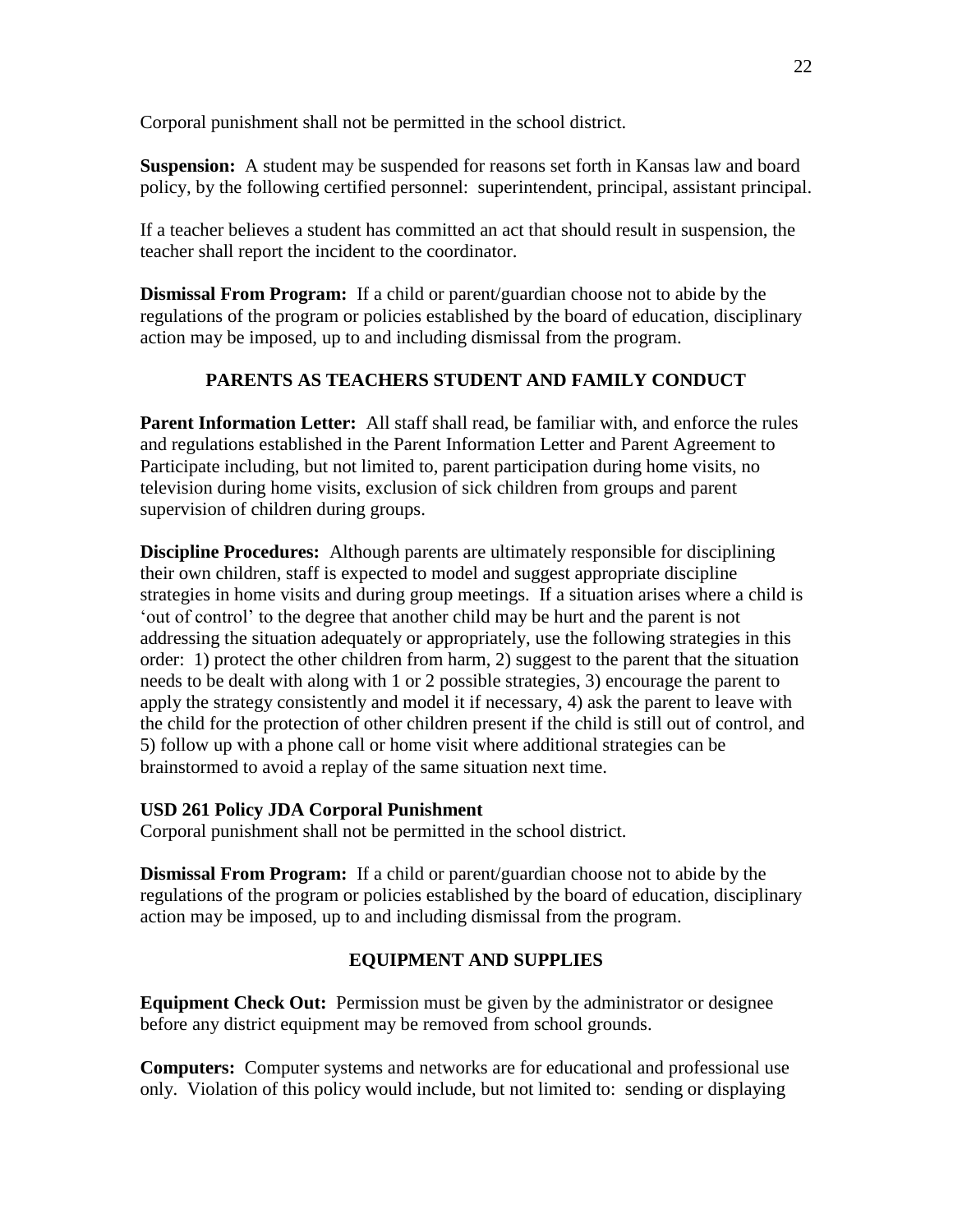Corporal punishment shall not be permitted in the school district.

**Suspension:** A student may be suspended for reasons set forth in Kansas law and board policy, by the following certified personnel: superintendent, principal, assistant principal.

If a teacher believes a student has committed an act that should result in suspension, the teacher shall report the incident to the coordinator.

**Dismissal From Program:** If a child or parent/guardian choose not to abide by the regulations of the program or policies established by the board of education, disciplinary action may be imposed, up to and including dismissal from the program.

## PARENTS AS TEACHERS STUDENT AND FAMILY CONDUCT

**Parent Information Letter:** All staff shall read, be familiar with, and enforce the rules and regulations established in the Parent Information Letter and Parent Agreement to Participate including, but not limited to, parent participation during home visits, no television during home visits, exclusion of sick children from groups and parent supervision of children during groups.

**Discipline Procedures:** Although parents are ultimately responsible for disciplining their own children, staff is expected to model and suggest appropriate discipline strategies in home visits and during group meetings. If a situation arises where a child is 'out of control' to the degree that another child may be hurt and the parent is not addressing the situation adequately or appropriately, use the following strategies in this order: 1) protect the other children from harm, 2) suggest to the parent that the situation needs to be dealt with along with 1 or 2 possible strategies, 3) encourage the parent to apply the strategy consistently and model it if necessary, 4) ask the parent to leave with the child for the protection of other children present if the child is still out of control, and 5) follow up with a phone call or home visit where additional strategies can be brainstormed to avoid a replay of the same situation next time.

**USD 261 Policy JDA Corporal Punishment**
Corporal punishment shall not be permitted in the school district.

**Dismissal From Program:** If a child or parent/guardian choose not to abide by the regulations of the program or policies established by the board of education, disciplinary action may be imposed, up to and including dismissal from the program.

## EQUIPMENT AND SUPPLIES

**Equipment Check Out:** Permission must be given by the administrator or designee before any district equipment may be removed from school grounds.

**Computers:** Computer systems and networks are for educational and professional use only. Violation of this policy would include, but not limited to: sending or displaying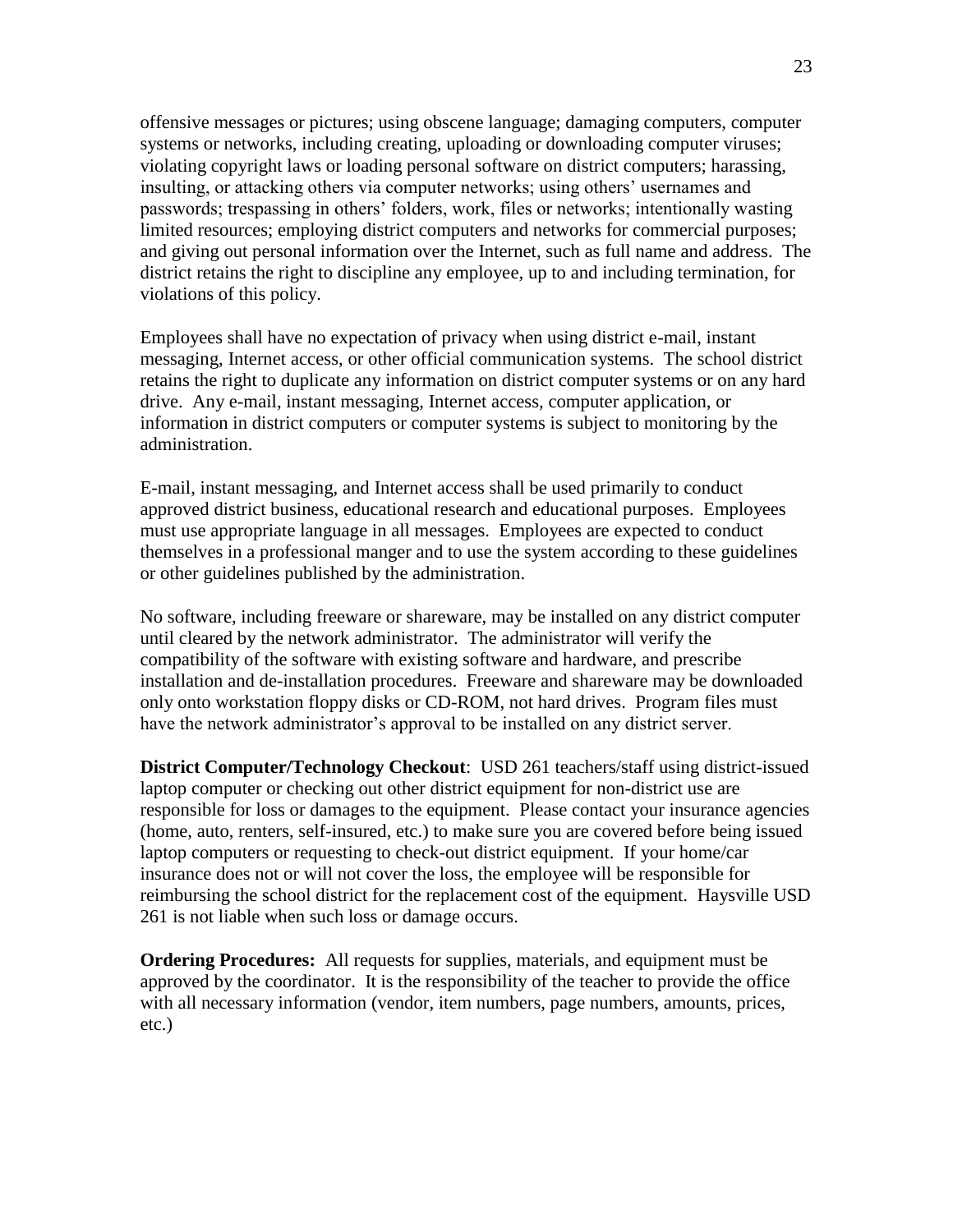offensive messages or pictures; using obscene language; damaging computers, computer systems or networks, including creating, uploading or downloading computer viruses; violating copyright laws or loading personal software on district computers; harassing, insulting, or attacking others via computer networks; using others' usernames and passwords; trespassing in others' folders, work, files or networks; intentionally wasting limited resources; employing district computers and networks for commercial purposes; and giving out personal information over the Internet, such as full name and address. The district retains the right to discipline any employee, up to and including termination, for violations of this policy.

Employees shall have no expectation of privacy when using district e-mail, instant messaging, Internet access, or other official communication systems. The school district retains the right to duplicate any information on district computer systems or on any hard drive. Any e-mail, instant messaging, Internet access, computer application, or information in district computers or computer systems is subject to monitoring by the administration.

E-mail, instant messaging, and Internet access shall be used primarily to conduct approved district business, educational research and educational purposes. Employees must use appropriate language in all messages. Employees are expected to conduct themselves in a professional manger and to use the system according to these guidelines or other guidelines published by the administration.

No software, including freeware or shareware, may be installed on any district computer until cleared by the network administrator. The administrator will verify the compatibility of the software with existing software and hardware, and prescribe installation and de-installation procedures. Freeware and shareware may be downloaded only onto workstation floppy disks or CD-ROM, not hard drives. Program files must have the network administrator's approval to be installed on any district server.

**District Computer/Technology Checkout**: USD 261 teachers/staff using district-issued laptop computer or checking out other district equipment for non-district use are responsible for loss or damages to the equipment. Please contact your insurance agencies (home, auto, renters, self-insured, etc.) to make sure you are covered before being issued laptop computers or requesting to check-out district equipment. If your home/car insurance does not or will not cover the loss, the employee will be responsible for reimbursing the school district for the replacement cost of the equipment. Haysville USD 261 is not liable when such loss or damage occurs.

**Ordering Procedures:** All requests for supplies, materials, and equipment must be approved by the coordinator. It is the responsibility of the teacher to provide the office with all necessary information (vendor, item numbers, page numbers, amounts, prices, etc.)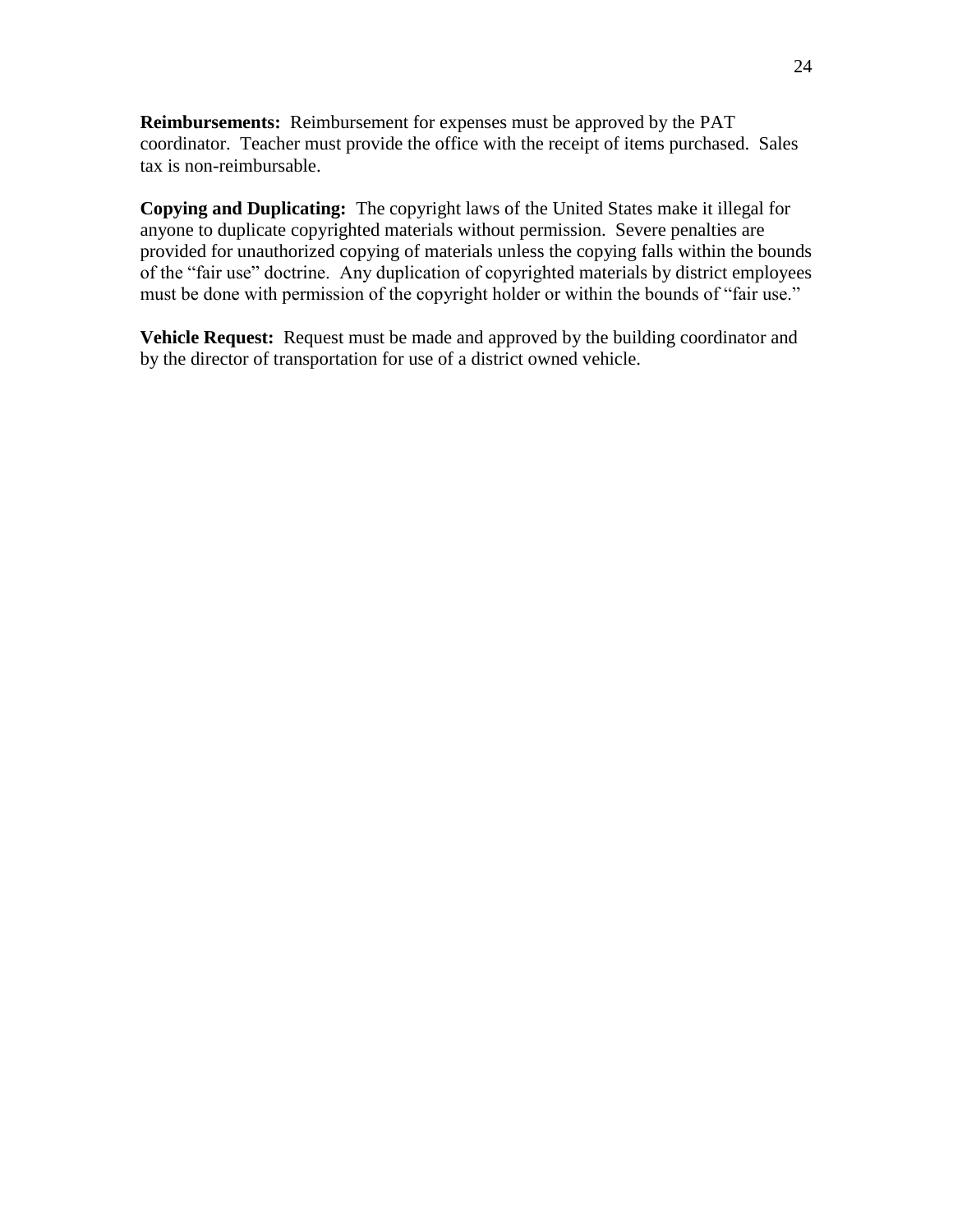**Reimbursements:** Reimbursement for expenses must be approved by the PAT coordinator. Teacher must provide the office with the receipt of items purchased. Sales tax is non-reimbursable.

**Copying and Duplicating:** The copyright laws of the United States make it illegal for anyone to duplicate copyrighted materials without permission. Severe penalties are provided for unauthorized copying of materials unless the copying falls within the bounds of the "fair use" doctrine. Any duplication of copyrighted materials by district employees must be done with permission of the copyright holder or within the bounds of "fair use."

**Vehicle Request:** Request must be made and approved by the building coordinator and by the director of transportation for use of a district owned vehicle.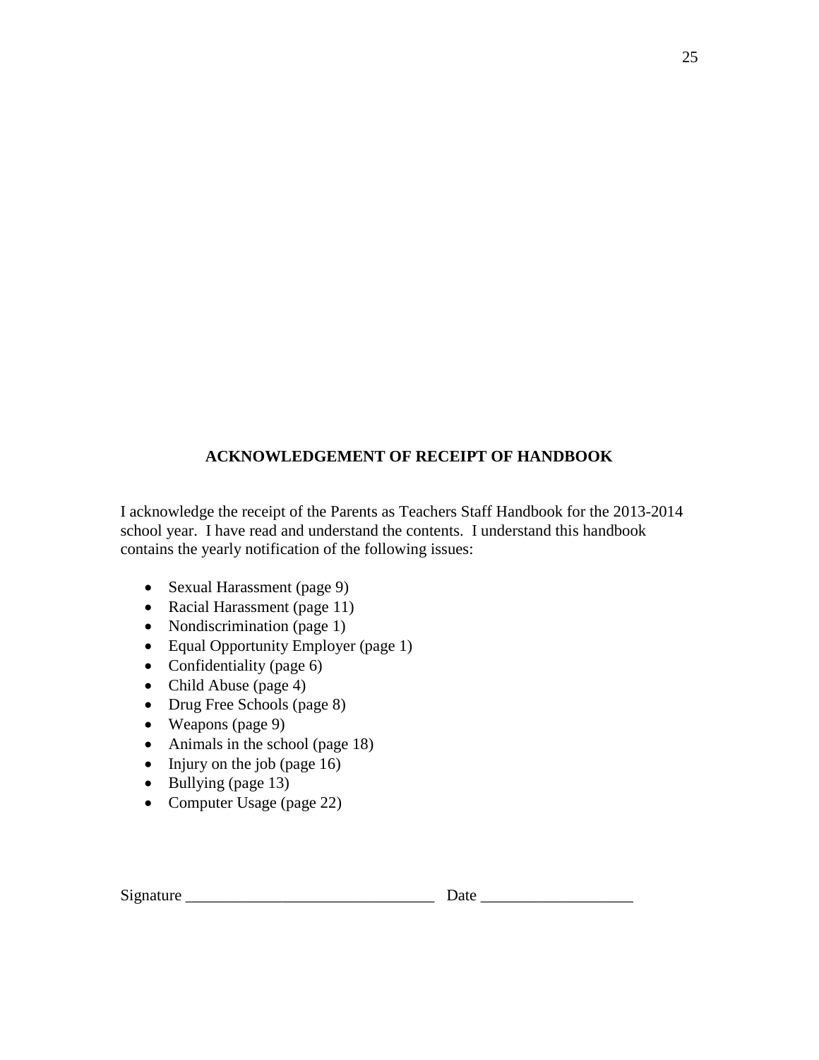**ACKNOWLEDGEMENT OF RECEIPT OF HANDBOOK**

I acknowledge the receipt of the Parents as Teachers Staff Handbook for the 2013-2014 school year. I have read and understand the contents. I understand this handbook contains the yearly notification of the following issues:

- Sexual Harassment (page 9)
- Racial Harassment (page 11)
- Nondiscrimination (page 1)
- Equal Opportunity Employer (page 1)
- Confidentiality (page 6)
- Child Abuse (page 4)
- Drug Free Schools (page 8)
- Weapons (page 9)
- Animals in the school (page 18)
- Injury on the job (page 16)
- Bullying (page 13)
- Computer Usage (page 22)

Signature _______________________________ Date ___________________